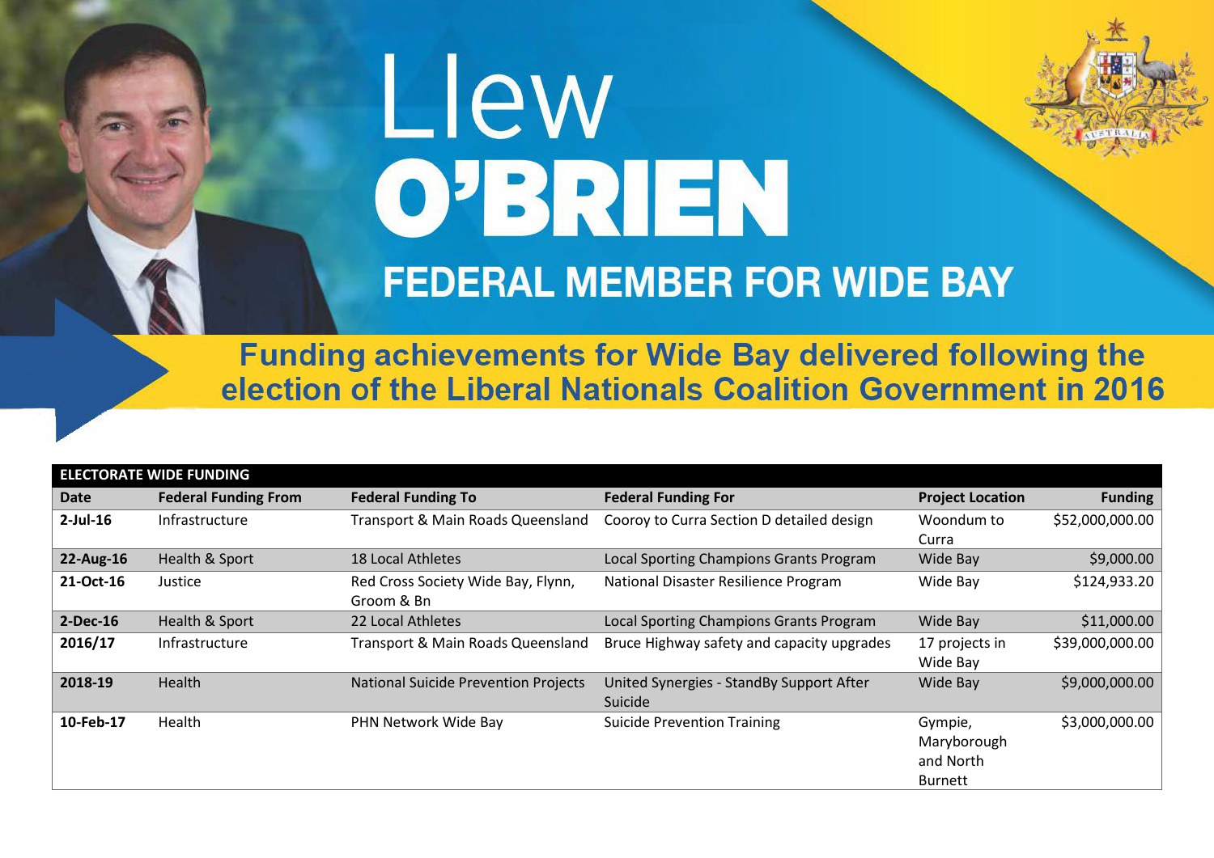# Llew O'BRIEN

## FEDERAL MEMBER FOR WIDE BAY

## Funding achievements for Wide Bay delivered following the election of the Liberal Nationals Coalition Government in 2016

| ELECTORATE WIDE FUNDING | | | | | |
|---|---|---|---|---|---|
| **Date** | **Federal Funding From** | **Federal Funding To** | **Federal Funding For** | **Project Location** | **Funding** |
| **2-Jul-16** | Infrastructure | Transport & Main Roads Queensland | Cooroy to Curra Section D detailed design | Woondum to Curra | $52,000,000.00 |
| **22-Aug-16** | Health & Sport | 18 Local Athletes | Local Sporting Champions Grants Program | Wide Bay | $9,000.00 |
| **21-Oct-16** | Justice | Red Cross Society Wide Bay, Flynn, Groom & Bn | National Disaster Resilience Program | Wide Bay | $124,933.20 |
| **2-Dec-16** | Health & Sport | 22 Local Athletes | Local Sporting Champions Grants Program | Wide Bay | $11,000.00 |
| **2016/17** | Infrastructure | Transport & Main Roads Queensland | Bruce Highway safety and capacity upgrades | 17 projects in Wide Bay | $39,000,000.00 |
| **2018-19** | Health | National Suicide Prevention Projects | United Synergies - StandBy Support After Suicide | Wide Bay | $9,000,000.00 |
| **10-Feb-17** | Health | PHN Network Wide Bay | Suicide Prevention Training | Gympie, Maryborough and North Burnett | $3,000,000.00 |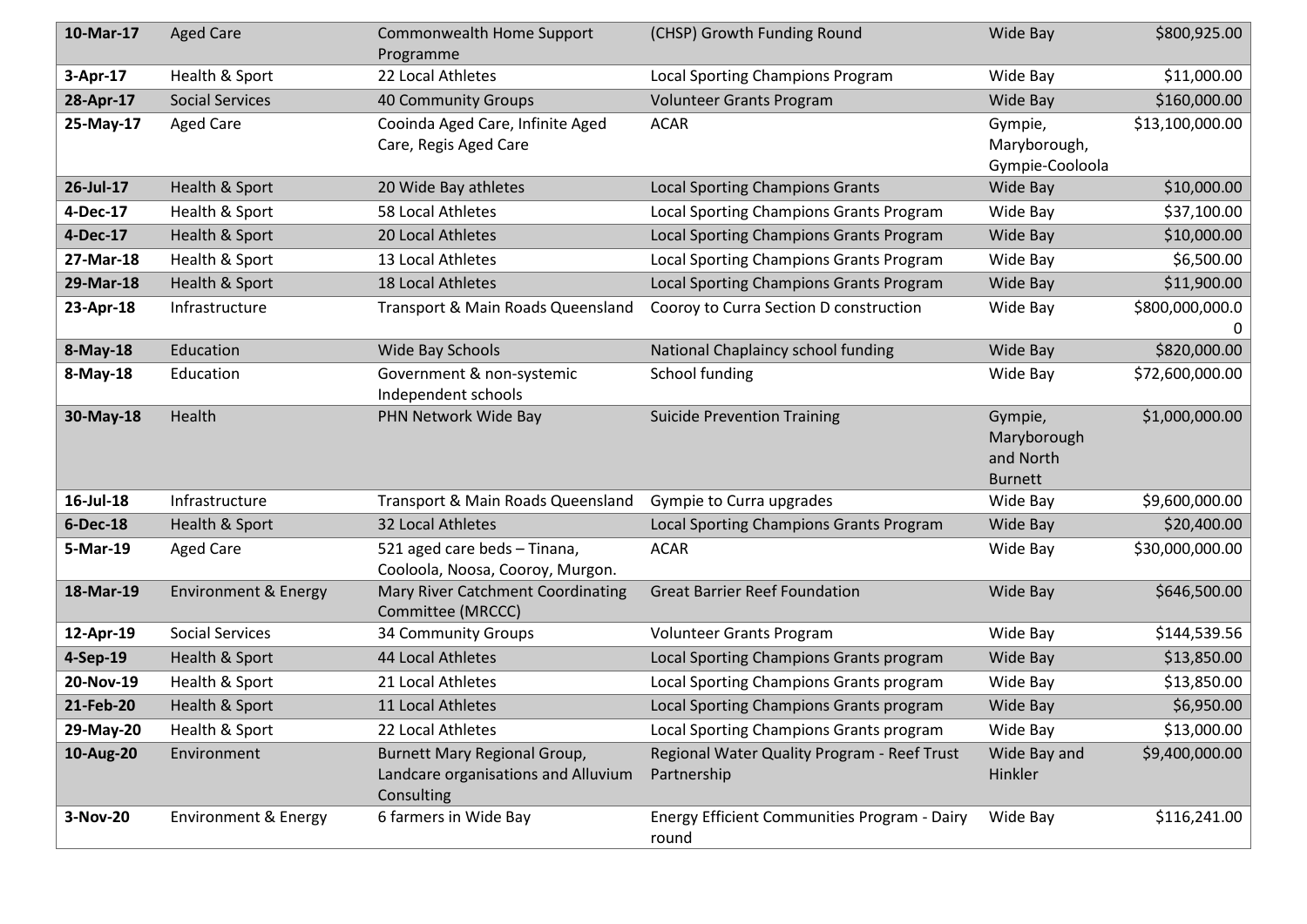| | | | | | |
|---|---|---|---|---|---|
| **10-Mar-17** | Aged Care | Commonwealth Home Support Programme | (CHSP) Growth Funding Round | Wide Bay | $800,925.00 |
| **3-Apr-17** | Health & Sport | 22 Local Athletes | Local Sporting Champions Program | Wide Bay | $11,000.00 |
| **28-Apr-17** | Social Services | 40 Community Groups | Volunteer Grants Program | Wide Bay | $160,000.00 |
| **25-May-17** | Aged Care | Cooinda Aged Care, Infinite Aged Care, Regis Aged Care | ACAR | Gympie, Maryborough, Gympie-Cooloola | $13,100,000.00 |
| **26-Jul-17** | Health & Sport | 20 Wide Bay athletes | Local Sporting Champions Grants | Wide Bay | $10,000.00 |
| **4-Dec-17** | Health & Sport | 58 Local Athletes | Local Sporting Champions Grants Program | Wide Bay | $37,100.00 |
| **4-Dec-17** | Health & Sport | 20 Local Athletes | Local Sporting Champions Grants Program | Wide Bay | $10,000.00 |
| **27-Mar-18** | Health & Sport | 13 Local Athletes | Local Sporting Champions Grants Program | Wide Bay | $6,500.00 |
| **29-Mar-18** | Health & Sport | 18 Local Athletes | Local Sporting Champions Grants Program | Wide Bay | $11,900.00 |
| **23-Apr-18** | Infrastructure | Transport & Main Roads Queensland | Cooroy to Curra Section D construction | Wide Bay | $800,000,000.00 |
| **8-May-18** | Education | Wide Bay Schools | National Chaplaincy school funding | Wide Bay | $820,000.00 |
| **8-May-18** | Education | Government & non-systemic Independent schools | School funding | Wide Bay | $72,600,000.00 |
| **30-May-18** | Health | PHN Network Wide Bay | Suicide Prevention Training | Gympie, Maryborough and North Burnett | $1,000,000.00 |
| **16-Jul-18** | Infrastructure | Transport & Main Roads Queensland | Gympie to Curra upgrades | Wide Bay | $9,600,000.00 |
| **6-Dec-18** | Health & Sport | 32 Local Athletes | Local Sporting Champions Grants Program | Wide Bay | $20,400.00 |
| **5-Mar-19** | Aged Care | 521 aged care beds – Tinana, Cooloola, Noosa, Cooroy, Murgon. | ACAR | Wide Bay | $30,000,000.00 |
| **18-Mar-19** | Environment & Energy | Mary River Catchment Coordinating Committee (MRCCC) | Great Barrier Reef Foundation | Wide Bay | $646,500.00 |
| **12-Apr-19** | Social Services | 34 Community Groups | Volunteer Grants Program | Wide Bay | $144,539.56 |
| **4-Sep-19** | Health & Sport | 44 Local Athletes | Local Sporting Champions Grants program | Wide Bay | $13,850.00 |
| **20-Nov-19** | Health & Sport | 21 Local Athletes | Local Sporting Champions Grants program | Wide Bay | $13,850.00 |
| **21-Feb-20** | Health & Sport | 11 Local Athletes | Local Sporting Champions Grants program | Wide Bay | $6,950.00 |
| **29-May-20** | Health & Sport | 22 Local Athletes | Local Sporting Champions Grants program | Wide Bay | $13,000.00 |
| **10-Aug-20** | Environment | Burnett Mary Regional Group, Landcare organisations and Alluvium Consulting | Regional Water Quality Program - Reef Trust Partnership | Wide Bay and Hinkler | $9,400,000.00 |
| **3-Nov-20** | Environment & Energy | 6 farmers in Wide Bay | Energy Efficient Communities Program - Dairy round | Wide Bay | $116,241.00 |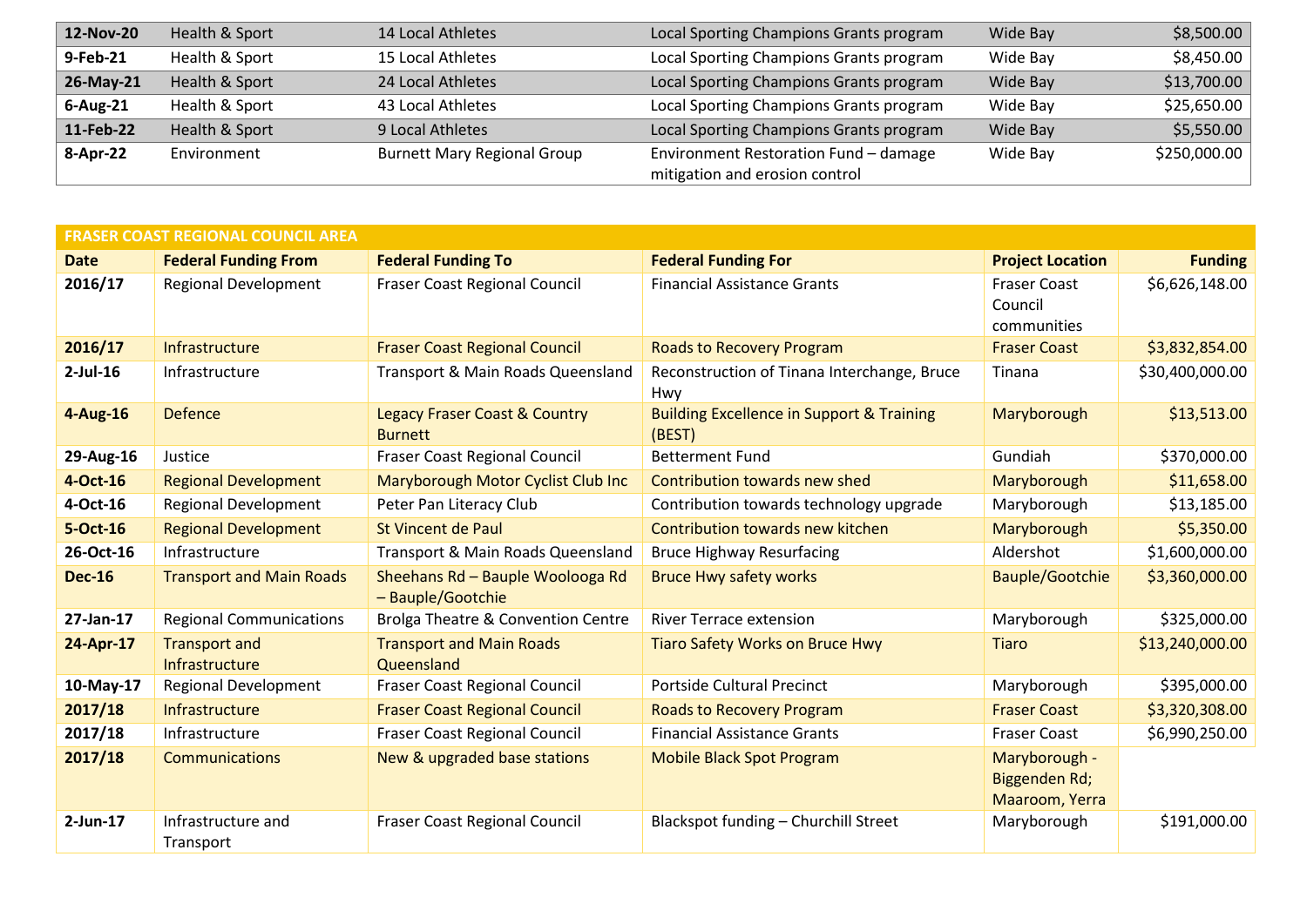| | | | | | |
|---|---|---|---|---|---|
| **12-Nov-20** | Health & Sport | 14 Local Athletes | Local Sporting Champions Grants program | Wide Bay | $8,500.00 |
| **9-Feb-21** | Health & Sport | 15 Local Athletes | Local Sporting Champions Grants program | Wide Bay | $8,450.00 |
| **26-May-21** | Health & Sport | 24 Local Athletes | Local Sporting Champions Grants program | Wide Bay | $13,700.00 |
| **6-Aug-21** | Health & Sport | 43 Local Athletes | Local Sporting Champions Grants program | Wide Bay | $25,650.00 |
| **11-Feb-22** | Health & Sport | 9 Local Athletes | Local Sporting Champions Grants program | Wide Bay | $5,550.00 |
| **8-Apr-22** | Environment | Burnett Mary Regional Group | Environment Restoration Fund – damage mitigation and erosion control | Wide Bay | $250,000.00 |

**FRASER COAST REGIONAL COUNCIL AREA**

| Date | Federal Funding From | Federal Funding To | Federal Funding For | Project Location | Funding |
|---|---|---|---|---|---|
| **2016/17** | Regional Development | Fraser Coast Regional Council | Financial Assistance Grants | Fraser Coast Council communities | $6,626,148.00 |
| **2016/17** | Infrastructure | Fraser Coast Regional Council | Roads to Recovery Program | Fraser Coast | $3,832,854.00 |
| **2-Jul-16** | Infrastructure | Transport & Main Roads Queensland | Reconstruction of Tinana Interchange, Bruce Hwy | Tinana | $30,400,000.00 |
| **4-Aug-16** | Defence | Legacy Fraser Coast & Country Burnett | Building Excellence in Support & Training (BEST) | Maryborough | $13,513.00 |
| **29-Aug-16** | Justice | Fraser Coast Regional Council | Betterment Fund | Gundiah | $370,000.00 |
| **4-Oct-16** | Regional Development | Maryborough Motor Cyclist Club Inc | Contribution towards new shed | Maryborough | $11,658.00 |
| **4-Oct-16** | Regional Development | Peter Pan Literacy Club | Contribution towards technology upgrade | Maryborough | $13,185.00 |
| **5-Oct-16** | Regional Development | St Vincent de Paul | Contribution towards new kitchen | Maryborough | $5,350.00 |
| **26-Oct-16** | Infrastructure | Transport & Main Roads Queensland | Bruce Highway Resurfacing | Aldershot | $1,600,000.00 |
| **Dec-16** | Transport and Main Roads | Sheehans Rd – Bauple Woolooga Rd – Bauple/Gootchie | Bruce Hwy safety works | Bauple/Gootchie | $3,360,000.00 |
| **27-Jan-17** | Regional Communications | Brolga Theatre & Convention Centre | River Terrace extension | Maryborough | $325,000.00 |
| **24-Apr-17** | Transport and Infrastructure | Transport and Main Roads Queensland | Tiaro Safety Works on Bruce Hwy | Tiaro | $13,240,000.00 |
| **10-May-17** | Regional Development | Fraser Coast Regional Council | Portside Cultural Precinct | Maryborough | $395,000.00 |
| **2017/18** | Infrastructure | Fraser Coast Regional Council | Roads to Recovery Program | Fraser Coast | $3,320,308.00 |
| **2017/18** | Infrastructure | Fraser Coast Regional Council | Financial Assistance Grants | Fraser Coast | $6,990,250.00 |
| **2017/18** | Communications | New & upgraded base stations | Mobile Black Spot Program | Maryborough - Biggenden Rd; Maaroom, Yerra | |
| **2-Jun-17** | Infrastructure and Transport | Fraser Coast Regional Council | Blackspot funding – Churchill Street | Maryborough | $191,000.00 |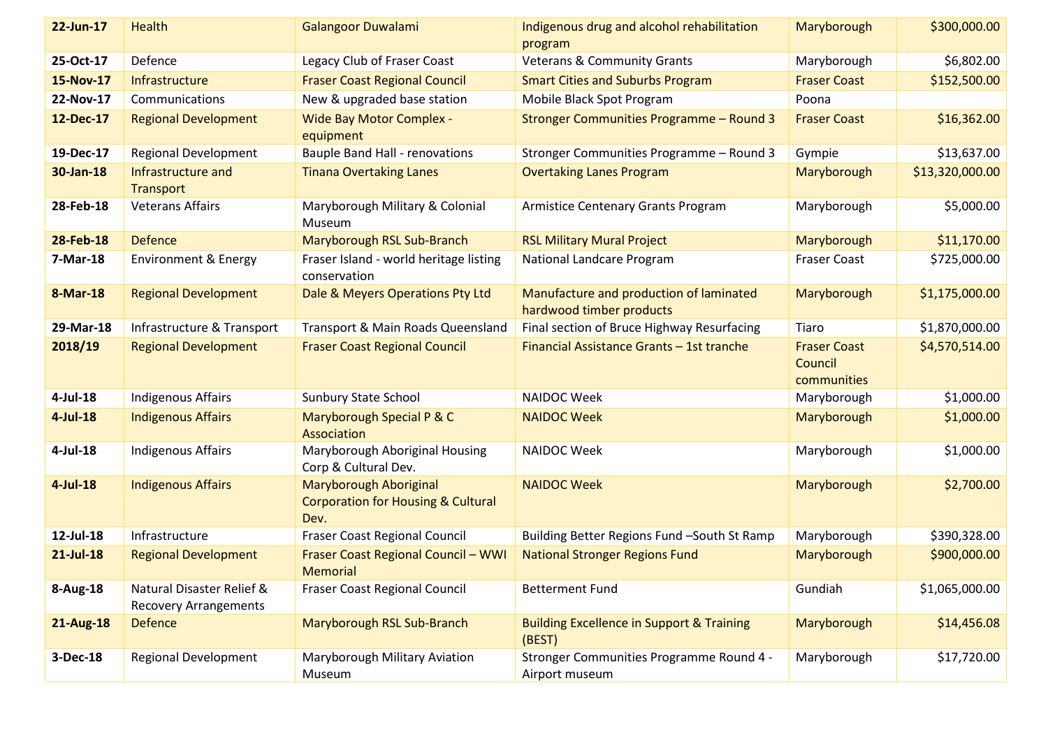| | | | | | |
|---|---|---|---|---|---|
| **22-Jun-17** | Health | Galangoor Duwalami | Indigenous drug and alcohol rehabilitation program | Maryborough | $300,000.00 |
| **25-Oct-17** | Defence | Legacy Club of Fraser Coast | Veterans & Community Grants | Maryborough | $6,802.00 |
| **15-Nov-17** | Infrastructure | Fraser Coast Regional Council | Smart Cities and Suburbs Program | Fraser Coast | $152,500.00 |
| **22-Nov-17** | Communications | New & upgraded base station | Mobile Black Spot Program | Poona | |
| **12-Dec-17** | Regional Development | Wide Bay Motor Complex - equipment | Stronger Communities Programme – Round 3 | Fraser Coast | $16,362.00 |
| **19-Dec-17** | Regional Development | Bauple Band Hall - renovations | Stronger Communities Programme – Round 3 | Gympie | $13,637.00 |
| **30-Jan-18** | Infrastructure and Transport | Tinana Overtaking Lanes | Overtaking Lanes Program | Maryborough | $13,320,000.00 |
| **28-Feb-18** | Veterans Affairs | Maryborough Military & Colonial Museum | Armistice Centenary Grants Program | Maryborough | $5,000.00 |
| **28-Feb-18** | Defence | Maryborough RSL Sub-Branch | RSL Military Mural Project | Maryborough | $11,170.00 |
| **7-Mar-18** | Environment & Energy | Fraser Island - world heritage listing conservation | National Landcare Program | Fraser Coast | $725,000.00 |
| **8-Mar-18** | Regional Development | Dale & Meyers Operations Pty Ltd | Manufacture and production of laminated hardwood timber products | Maryborough | $1,175,000.00 |
| **29-Mar-18** | Infrastructure & Transport | Transport & Main Roads Queensland | Final section of Bruce Highway Resurfacing | Tiaro | $1,870,000.00 |
| **2018/19** | Regional Development | Fraser Coast Regional Council | Financial Assistance Grants – 1st tranche | Fraser Coast Council communities | $4,570,514.00 |
| **4-Jul-18** | Indigenous Affairs | Sunbury State School | NAIDOC Week | Maryborough | $1,000.00 |
| **4-Jul-18** | Indigenous Affairs | Maryborough Special P & C Association | NAIDOC Week | Maryborough | $1,000.00 |
| **4-Jul-18** | Indigenous Affairs | Maryborough Aboriginal Housing Corp & Cultural Dev. | NAIDOC Week | Maryborough | $1,000.00 |
| **4-Jul-18** | Indigenous Affairs | Maryborough Aboriginal Corporation for Housing & Cultural Dev. | NAIDOC Week | Maryborough | $2,700.00 |
| **12-Jul-18** | Infrastructure | Fraser Coast Regional Council | Building Better Regions Fund –South St Ramp | Maryborough | $390,328.00 |
| **21-Jul-18** | Regional Development | Fraser Coast Regional Council – WWI Memorial | National Stronger Regions Fund | Maryborough | $900,000.00 |
| **8-Aug-18** | Natural Disaster Relief & Recovery Arrangements | Fraser Coast Regional Council | Betterment Fund | Gundiah | $1,065,000.00 |
| **21-Aug-18** | Defence | Maryborough RSL Sub-Branch | Building Excellence in Support & Training (BEST) | Maryborough | $14,456.08 |
| **3-Dec-18** | Regional Development | Maryborough Military Aviation Museum | Stronger Communities Programme Round 4 - Airport museum | Maryborough | $17,720.00 |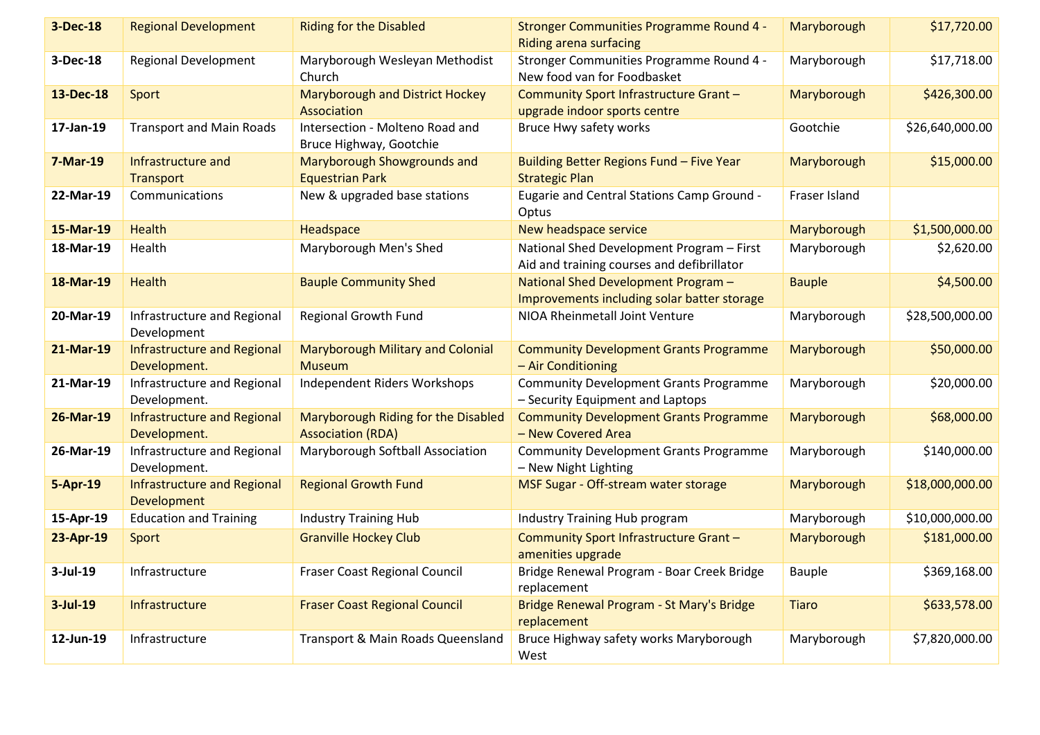| | | | | | |
|---|---|---|---|---|---|
| **3-Dec-18** | Regional Development | Riding for the Disabled | Stronger Communities Programme Round 4 - Riding arena surfacing | Maryborough | $17,720.00 |
| **3-Dec-18** | Regional Development | Maryborough Wesleyan Methodist Church | Stronger Communities Programme Round 4 - New food van for Foodbasket | Maryborough | $17,718.00 |
| **13-Dec-18** | Sport | Maryborough and District Hockey Association | Community Sport Infrastructure Grant – upgrade indoor sports centre | Maryborough | $426,300.00 |
| **17-Jan-19** | Transport and Main Roads | Intersection - Molteno Road and Bruce Highway, Gootchie | Bruce Hwy safety works | Gootchie | $26,640,000.00 |
| **7-Mar-19** | Infrastructure and Transport | Maryborough Showgrounds and Equestrian Park | Building Better Regions Fund – Five Year Strategic Plan | Maryborough | $15,000.00 |
| **22-Mar-19** | Communications | New & upgraded base stations | Eugarie and Central Stations Camp Ground - Optus | Fraser Island | |
| **15-Mar-19** | Health | Headspace | New headspace service | Maryborough | $1,500,000.00 |
| **18-Mar-19** | Health | Maryborough Men's Shed | National Shed Development Program – First Aid and training courses and defibrillator | Maryborough | $2,620.00 |
| **18-Mar-19** | Health | Bauple Community Shed | National Shed Development Program – Improvements including solar batter storage | Bauple | $4,500.00 |
| **20-Mar-19** | Infrastructure and Regional Development | Regional Growth Fund | NIOA Rheinmetall Joint Venture | Maryborough | $28,500,000.00 |
| **21-Mar-19** | Infrastructure and Regional Development. | Maryborough Military and Colonial Museum | Community Development Grants Programme – Air Conditioning | Maryborough | $50,000.00 |
| **21-Mar-19** | Infrastructure and Regional Development. | Independent Riders Workshops | Community Development Grants Programme – Security Equipment and Laptops | Maryborough | $20,000.00 |
| **26-Mar-19** | Infrastructure and Regional Development. | Maryborough Riding for the Disabled Association (RDA) | Community Development Grants Programme – New Covered Area | Maryborough | $68,000.00 |
| **26-Mar-19** | Infrastructure and Regional Development. | Maryborough Softball Association | Community Development Grants Programme – New Night Lighting | Maryborough | $140,000.00 |
| **5-Apr-19** | Infrastructure and Regional Development | Regional Growth Fund | MSF Sugar - Off-stream water storage | Maryborough | $18,000,000.00 |
| **15-Apr-19** | Education and Training | Industry Training Hub | Industry Training Hub program | Maryborough | $10,000,000.00 |
| **23-Apr-19** | Sport | Granville Hockey Club | Community Sport Infrastructure Grant – amenities upgrade | Maryborough | $181,000.00 |
| **3-Jul-19** | Infrastructure | Fraser Coast Regional Council | Bridge Renewal Program - Boar Creek Bridge replacement | Bauple | $369,168.00 |
| **3-Jul-19** | Infrastructure | Fraser Coast Regional Council | Bridge Renewal Program - St Mary's Bridge replacement | Tiaro | $633,578.00 |
| **12-Jun-19** | Infrastructure | Transport & Main Roads Queensland | Bruce Highway safety works Maryborough West | Maryborough | $7,820,000.00 |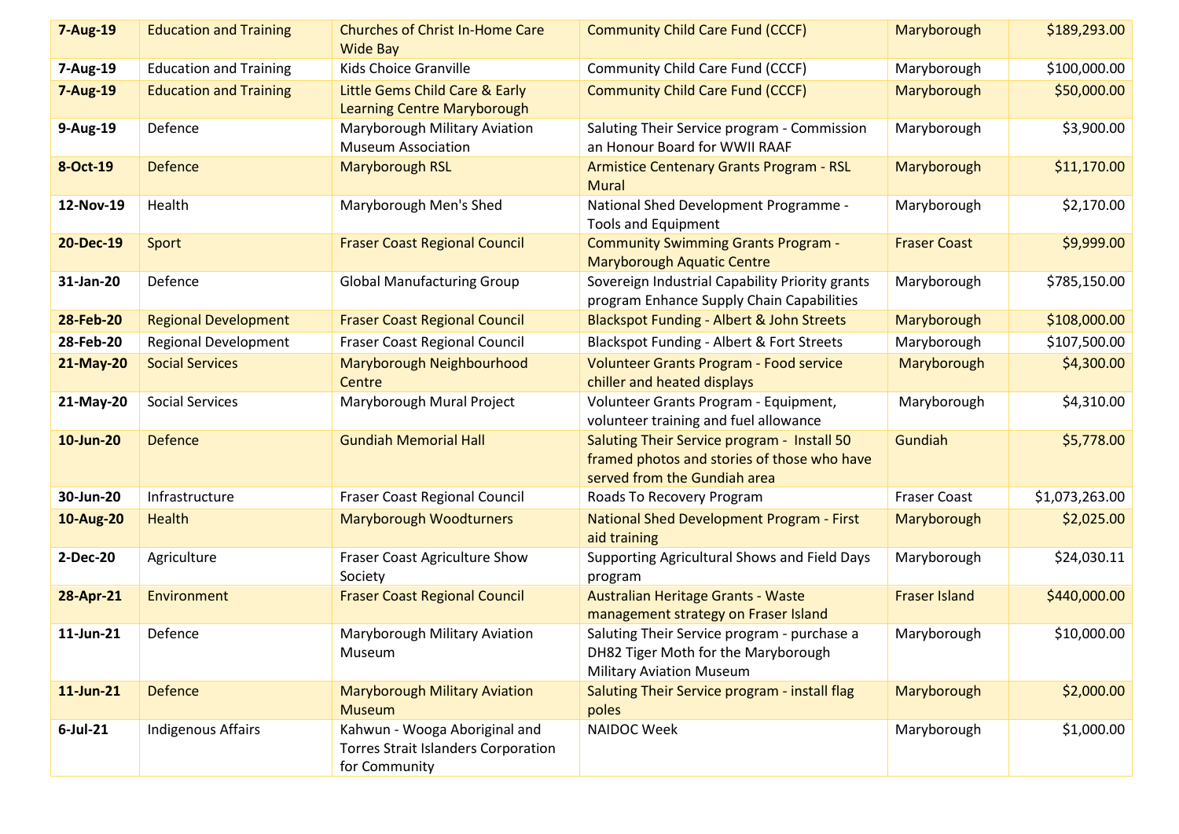| | | | | | |
|---|---|---|---|---|---|
| 7-Aug-19 | Education and Training | Churches of Christ In-Home Care Wide Bay | Community Child Care Fund (CCCF) | Maryborough | $189,293.00 |
| 7-Aug-19 | Education and Training | Kids Choice Granville | Community Child Care Fund (CCCF) | Maryborough | $100,000.00 |
| 7-Aug-19 | Education and Training | Little Gems Child Care & Early Learning Centre Maryborough | Community Child Care Fund (CCCF) | Maryborough | $50,000.00 |
| 9-Aug-19 | Defence | Maryborough Military Aviation Museum Association | Saluting Their Service program - Commission an Honour Board for WWII RAAF | Maryborough | $3,900.00 |
| 8-Oct-19 | Defence | Maryborough RSL | Armistice Centenary Grants Program - RSL Mural | Maryborough | $11,170.00 |
| 12-Nov-19 | Health | Maryborough Men's Shed | National Shed Development Programme - Tools and Equipment | Maryborough | $2,170.00 |
| 20-Dec-19 | Sport | Fraser Coast Regional Council | Community Swimming Grants Program - Maryborough Aquatic Centre | Fraser Coast | $9,999.00 |
| 31-Jan-20 | Defence | Global Manufacturing Group | Sovereign Industrial Capability Priority grants program Enhance Supply Chain Capabilities | Maryborough | $785,150.00 |
| 28-Feb-20 | Regional Development | Fraser Coast Regional Council | Blackspot Funding - Albert & John Streets | Maryborough | $108,000.00 |
| 28-Feb-20 | Regional Development | Fraser Coast Regional Council | Blackspot Funding - Albert & Fort Streets | Maryborough | $107,500.00 |
| 21-May-20 | Social Services | Maryborough Neighbourhood Centre | Volunteer Grants Program - Food service chiller and heated displays | Maryborough | $4,300.00 |
| 21-May-20 | Social Services | Maryborough Mural Project | Volunteer Grants Program - Equipment, volunteer training and fuel allowance | Maryborough | $4,310.00 |
| 10-Jun-20 | Defence | Gundiah Memorial Hall | Saluting Their Service program - Install 50 framed photos and stories of those who have served from the Gundiah area | Gundiah | $5,778.00 |
| 30-Jun-20 | Infrastructure | Fraser Coast Regional Council | Roads To Recovery Program | Fraser Coast | $1,073,263.00 |
| 10-Aug-20 | Health | Maryborough Woodturners | National Shed Development Program - First aid training | Maryborough | $2,025.00 |
| 2-Dec-20 | Agriculture | Fraser Coast Agriculture Show Society | Supporting Agricultural Shows and Field Days program | Maryborough | $24,030.11 |
| 28-Apr-21 | Environment | Fraser Coast Regional Council | Australian Heritage Grants - Waste management strategy on Fraser Island | Fraser Island | $440,000.00 |
| 11-Jun-21 | Defence | Maryborough Military Aviation Museum | Saluting Their Service program - purchase a DH82 Tiger Moth for the Maryborough Military Aviation Museum | Maryborough | $10,000.00 |
| 11-Jun-21 | Defence | Maryborough Military Aviation Museum | Saluting Their Service program - install flag poles | Maryborough | $2,000.00 |
| 6-Jul-21 | Indigenous Affairs | Kahwun - Wooga Aboriginal and Torres Strait Islanders Corporation for Community | NAIDOC Week | Maryborough | $1,000.00 |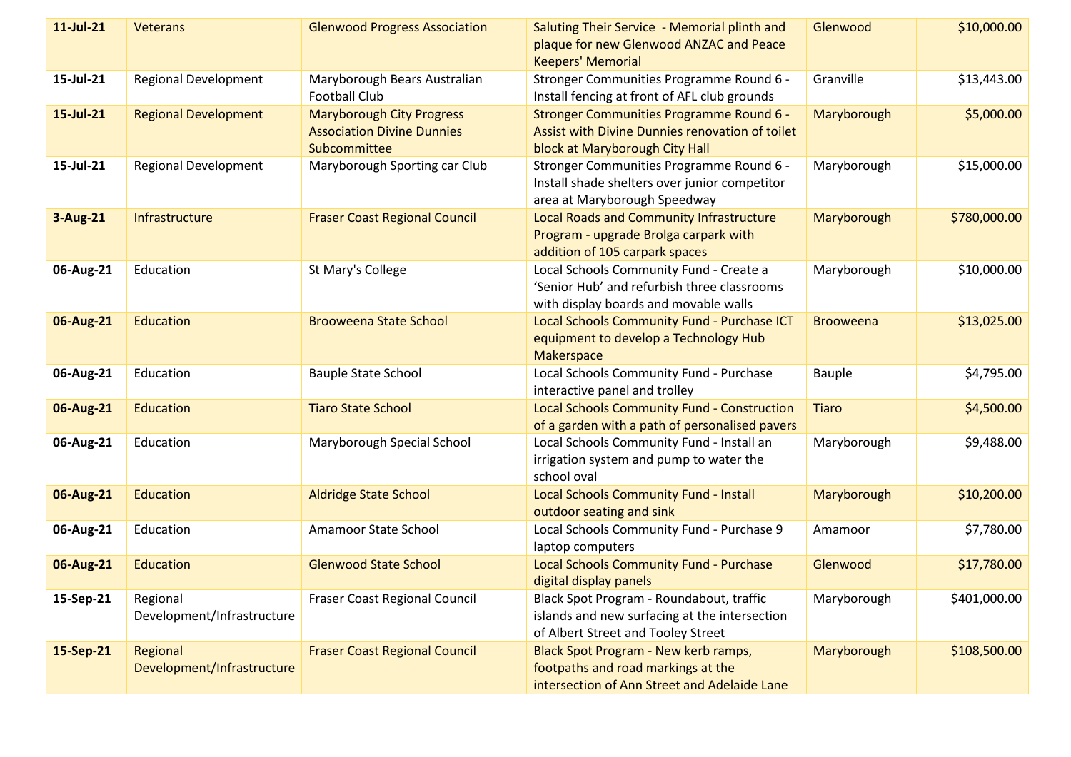| | | | | | |
|---|---|---|---|---|---|
| **11-Jul-21** | Veterans | Glenwood Progress Association | Saluting Their Service - Memorial plinth and plaque for new Glenwood ANZAC and Peace Keepers' Memorial | Glenwood | $10,000.00 |
| **15-Jul-21** | Regional Development | Maryborough Bears Australian Football Club | Stronger Communities Programme Round 6 - Install fencing at front of AFL club grounds | Granville | $13,443.00 |
| **15-Jul-21** | Regional Development | Maryborough City Progress Association Divine Dunnies Subcommittee | Stronger Communities Programme Round 6 - Assist with Divine Dunnies renovation of toilet block at Maryborough City Hall | Maryborough | $5,000.00 |
| **15-Jul-21** | Regional Development | Maryborough Sporting car Club | Stronger Communities Programme Round 6 - Install shade shelters over junior competitor area at Maryborough Speedway | Maryborough | $15,000.00 |
| **3-Aug-21** | Infrastructure | Fraser Coast Regional Council | Local Roads and Community Infrastructure Program - upgrade Brolga carpark with addition of 105 carpark spaces | Maryborough | $780,000.00 |
| **06-Aug-21** | Education | St Mary's College | Local Schools Community Fund - Create a 'Senior Hub' and refurbish three classrooms with display boards and movable walls | Maryborough | $10,000.00 |
| **06-Aug-21** | Education | Brooweena State School | Local Schools Community Fund - Purchase ICT equipment to develop a Technology Hub Makerspace | Brooweena | $13,025.00 |
| **06-Aug-21** | Education | Bauple State School | Local Schools Community Fund - Purchase interactive panel and trolley | Bauple | $4,795.00 |
| **06-Aug-21** | Education | Tiaro State School | Local Schools Community Fund - Construction of a garden with a path of personalised pavers | Tiaro | $4,500.00 |
| **06-Aug-21** | Education | Maryborough Special School | Local Schools Community Fund - Install an irrigation system and pump to water the school oval | Maryborough | $9,488.00 |
| **06-Aug-21** | Education | Aldridge State School | Local Schools Community Fund - Install outdoor seating and sink | Maryborough | $10,200.00 |
| **06-Aug-21** | Education | Amamoor State School | Local Schools Community Fund - Purchase 9 laptop computers | Amamoor | $7,780.00 |
| **06-Aug-21** | Education | Glenwood State School | Local Schools Community Fund - Purchase digital display panels | Glenwood | $17,780.00 |
| **15-Sep-21** | Regional Development/Infrastructure | Fraser Coast Regional Council | Black Spot Program - Roundabout, traffic islands and new surfacing at the intersection of Albert Street and Tooley Street | Maryborough | $401,000.00 |
| **15-Sep-21** | Regional Development/Infrastructure | Fraser Coast Regional Council | Black Spot Program - New kerb ramps, footpaths and road markings at the intersection of Ann Street and Adelaide Lane | Maryborough | $108,500.00 |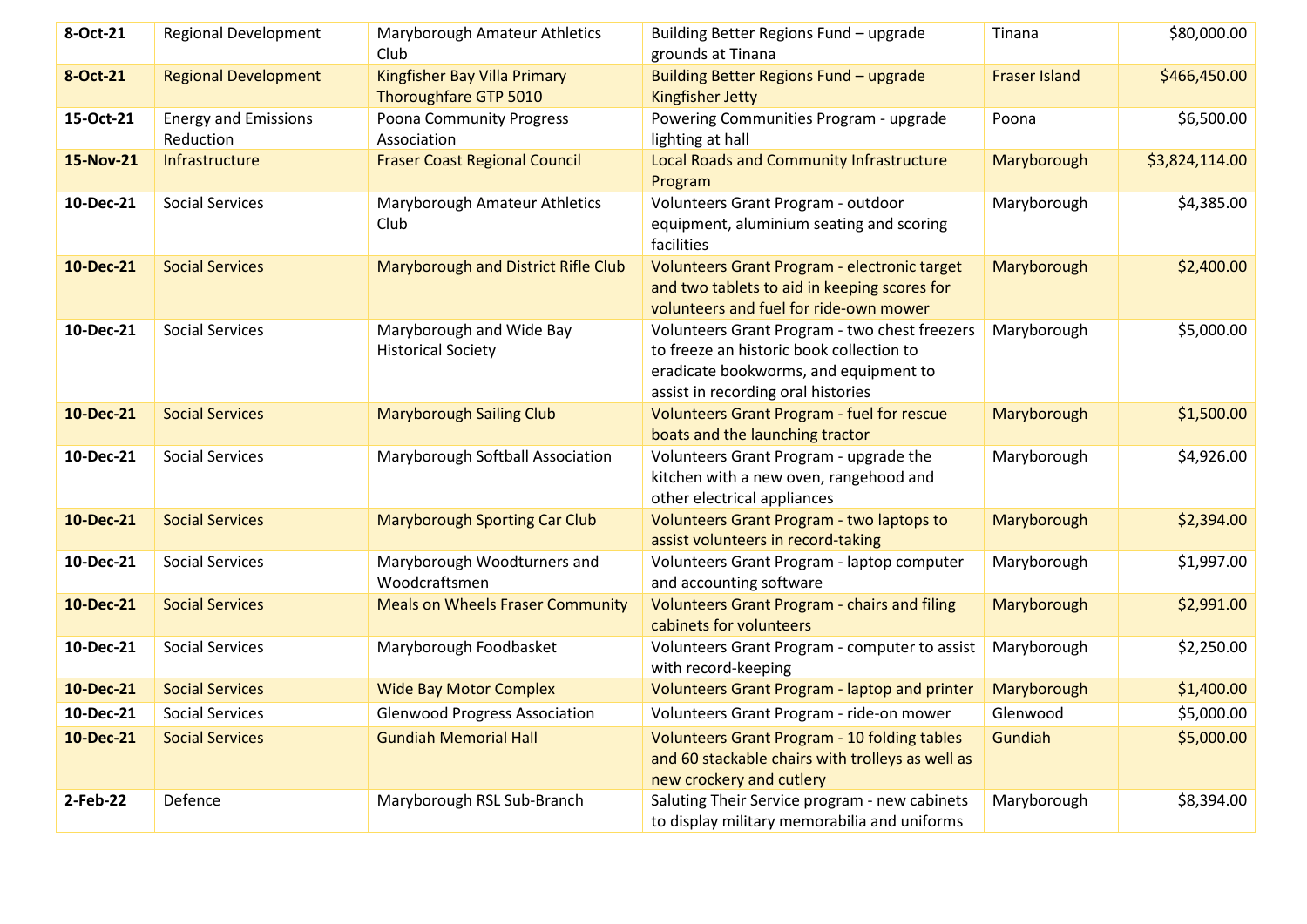| | | | | | |
|---|---|---|---|---|---|
| **8-Oct-21** | Regional Development | Maryborough Amateur Athletics Club | Building Better Regions Fund – upgrade grounds at Tinana | Tinana | $80,000.00 |
| **8-Oct-21** | Regional Development | Kingfisher Bay Villa Primary Thoroughfare GTP 5010 | Building Better Regions Fund – upgrade Kingfisher Jetty | Fraser Island | $466,450.00 |
| **15-Oct-21** | Energy and Emissions Reduction | Poona Community Progress Association | Powering Communities Program - upgrade lighting at hall | Poona | $6,500.00 |
| **15-Nov-21** | Infrastructure | Fraser Coast Regional Council | Local Roads and Community Infrastructure Program | Maryborough | $3,824,114.00 |
| **10-Dec-21** | Social Services | Maryborough Amateur Athletics Club | Volunteers Grant Program - outdoor equipment, aluminium seating and scoring facilities | Maryborough | $4,385.00 |
| **10-Dec-21** | Social Services | Maryborough and District Rifle Club | Volunteers Grant Program - electronic target and two tablets to aid in keeping scores for volunteers and fuel for ride-own mower | Maryborough | $2,400.00 |
| **10-Dec-21** | Social Services | Maryborough and Wide Bay Historical Society | Volunteers Grant Program - two chest freezers to freeze an historic book collection to eradicate bookworms, and equipment to assist in recording oral histories | Maryborough | $5,000.00 |
| **10-Dec-21** | Social Services | Maryborough Sailing Club | Volunteers Grant Program - fuel for rescue boats and the launching tractor | Maryborough | $1,500.00 |
| **10-Dec-21** | Social Services | Maryborough Softball Association | Volunteers Grant Program - upgrade the kitchen with a new oven, rangehood and other electrical appliances | Maryborough | $4,926.00 |
| **10-Dec-21** | Social Services | Maryborough Sporting Car Club | Volunteers Grant Program - two laptops to assist volunteers in record-taking | Maryborough | $2,394.00 |
| **10-Dec-21** | Social Services | Maryborough Woodturners and Woodcraftsmen | Volunteers Grant Program - laptop computer and accounting software | Maryborough | $1,997.00 |
| **10-Dec-21** | Social Services | Meals on Wheels Fraser Community | Volunteers Grant Program - chairs and filing cabinets for volunteers | Maryborough | $2,991.00 |
| **10-Dec-21** | Social Services | Maryborough Foodbasket | Volunteers Grant Program - computer to assist with record-keeping | Maryborough | $2,250.00 |
| **10-Dec-21** | Social Services | Wide Bay Motor Complex | Volunteers Grant Program - laptop and printer | Maryborough | $1,400.00 |
| **10-Dec-21** | Social Services | Glenwood Progress Association | Volunteers Grant Program - ride-on mower | Glenwood | $5,000.00 |
| **10-Dec-21** | Social Services | Gundiah Memorial Hall | Volunteers Grant Program - 10 folding tables and 60 stackable chairs with trolleys as well as new crockery and cutlery | Gundiah | $5,000.00 |
| **2-Feb-22** | Defence | Maryborough RSL Sub-Branch | Saluting Their Service program - new cabinets to display military memorabilia and uniforms | Maryborough | $8,394.00 |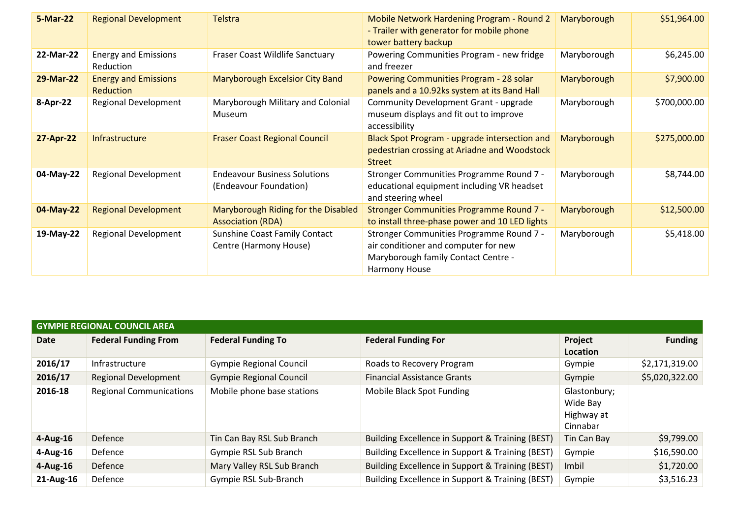| | | | | | |
|---|---|---|---|---|---|
| **5-Mar-22** | Regional Development | Telstra | Mobile Network Hardening Program - Round 2 - Trailer with generator for mobile phone tower battery backup | Maryborough | $51,964.00 |
| **22-Mar-22** | Energy and Emissions Reduction | Fraser Coast Wildlife Sanctuary | Powering Communities Program - new fridge and freezer | Maryborough | $6,245.00 |
| **29-Mar-22** | Energy and Emissions Reduction | Maryborough Excelsior City Band | Powering Communities Program - 28 solar panels and a 10.92ks system at its Band Hall | Maryborough | $7,900.00 |
| **8-Apr-22** | Regional Development | Maryborough Military and Colonial Museum | Community Development Grant - upgrade museum displays and fit out to improve accessibility | Maryborough | $700,000.00 |
| **27-Apr-22** | Infrastructure | Fraser Coast Regional Council | Black Spot Program - upgrade intersection and pedestrian crossing at Ariadne and Woodstock Street | Maryborough | $275,000.00 |
| **04-May-22** | Regional Development | Endeavour Business Solutions (Endeavour Foundation) | Stronger Communities Programme Round 7 - educational equipment including VR headset and steering wheel | Maryborough | $8,744.00 |
| **04-May-22** | Regional Development | Maryborough Riding for the Disabled Association (RDA) | Stronger Communities Programme Round 7 - to install three-phase power and 10 LED lights | Maryborough | $12,500.00 |
| **19-May-22** | Regional Development | Sunshine Coast Family Contact Centre (Harmony House) | Stronger Communities Programme Round 7 - air conditioner and computer for new Maryborough family Contact Centre - Harmony House | Maryborough | $5,418.00 |

| GYMPIE REGIONAL COUNCIL AREA | | | | | |
|---|---|---|---|---|---|
| **Date** | **Federal Funding From** | **Federal Funding To** | **Federal Funding For** | **Project Location** | **Funding** |
| **2016/17** | Infrastructure | Gympie Regional Council | Roads to Recovery Program | Gympie | $2,171,319.00 |
| **2016/17** | Regional Development | Gympie Regional Council | Financial Assistance Grants | Gympie | $5,020,322.00 |
| **2016-18** | Regional Communications | Mobile phone base stations | Mobile Black Spot Funding | Glastonbury; Wide Bay Highway at Cinnabar | |
| **4-Aug-16** | Defence | Tin Can Bay RSL Sub Branch | Building Excellence in Support & Training (BEST) | Tin Can Bay | $9,799.00 |
| **4-Aug-16** | Defence | Gympie RSL Sub Branch | Building Excellence in Support & Training (BEST) | Gympie | $16,590.00 |
| **4-Aug-16** | Defence | Mary Valley RSL Sub Branch | Building Excellence in Support & Training (BEST) | Imbil | $1,720.00 |
| **21-Aug-16** | Defence | Gympie RSL Sub-Branch | Building Excellence in Support & Training (BEST) | Gympie | $3,516.23 |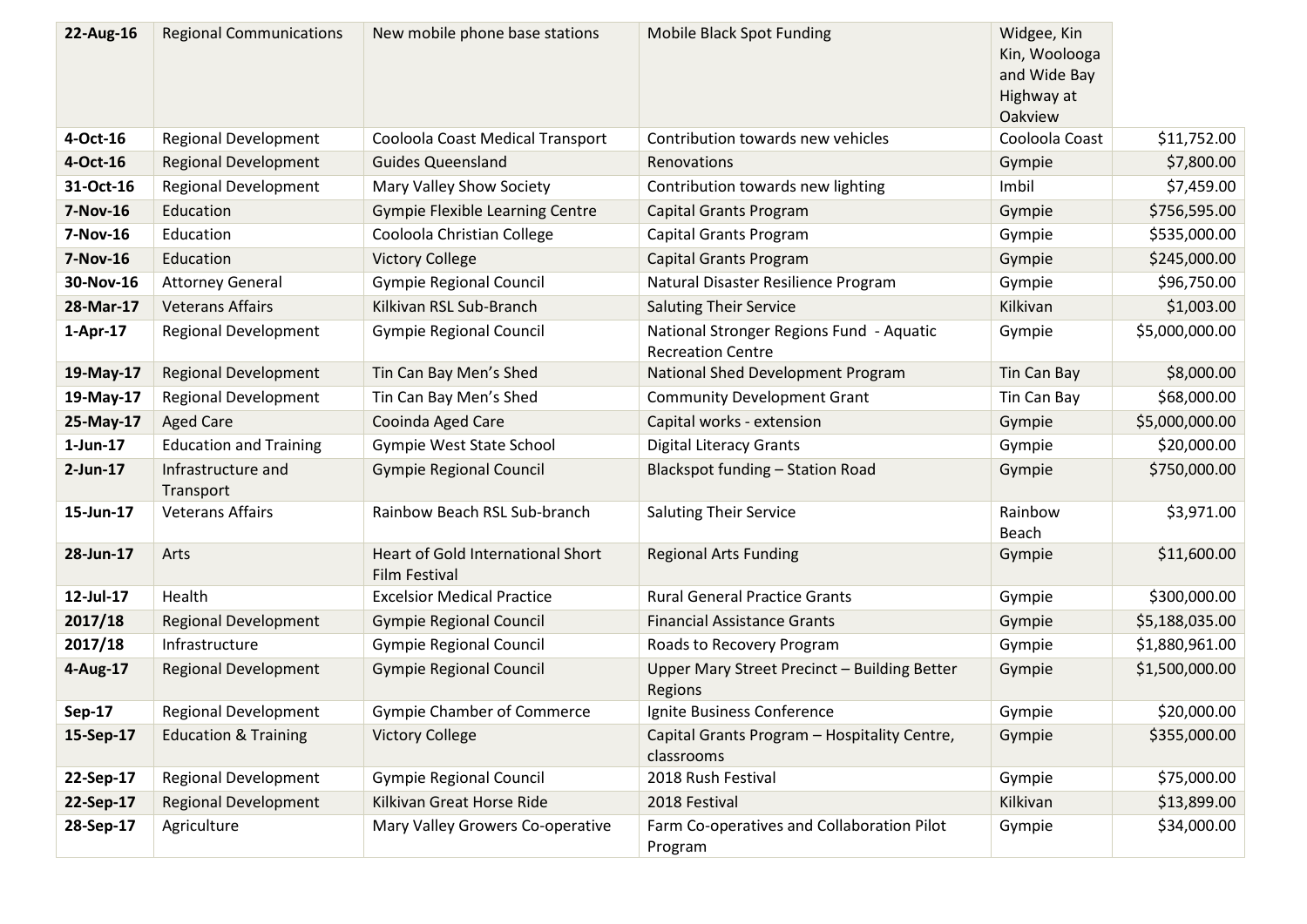| | | | | | |
|---|---|---|---|---|---|
| **22-Aug-16** | Regional Communications | New mobile phone base stations | Mobile Black Spot Funding | Widgee, Kin Kin, Woolooga and Wide Bay Highway at Oakview | |
| **4-Oct-16** | Regional Development | Cooloola Coast Medical Transport | Contribution towards new vehicles | Cooloola Coast | $11,752.00 |
| **4-Oct-16** | Regional Development | Guides Queensland | Renovations | Gympie | $7,800.00 |
| **31-Oct-16** | Regional Development | Mary Valley Show Society | Contribution towards new lighting | Imbil | $7,459.00 |
| **7-Nov-16** | Education | Gympie Flexible Learning Centre | Capital Grants Program | Gympie | $756,595.00 |
| **7-Nov-16** | Education | Cooloola Christian College | Capital Grants Program | Gympie | $535,000.00 |
| **7-Nov-16** | Education | Victory College | Capital Grants Program | Gympie | $245,000.00 |
| **30-Nov-16** | Attorney General | Gympie Regional Council | Natural Disaster Resilience Program | Gympie | $96,750.00 |
| **28-Mar-17** | Veterans Affairs | Kilkivan RSL Sub-Branch | Saluting Their Service | Kilkivan | $1,003.00 |
| **1-Apr-17** | Regional Development | Gympie Regional Council | National Stronger Regions Fund - Aquatic Recreation Centre | Gympie | $5,000,000.00 |
| **19-May-17** | Regional Development | Tin Can Bay Men's Shed | National Shed Development Program | Tin Can Bay | $8,000.00 |
| **19-May-17** | Regional Development | Tin Can Bay Men's Shed | Community Development Grant | Tin Can Bay | $68,000.00 |
| **25-May-17** | Aged Care | Cooinda Aged Care | Capital works - extension | Gympie | $5,000,000.00 |
| **1-Jun-17** | Education and Training | Gympie West State School | Digital Literacy Grants | Gympie | $20,000.00 |
| **2-Jun-17** | Infrastructure and Transport | Gympie Regional Council | Blackspot funding – Station Road | Gympie | $750,000.00 |
| **15-Jun-17** | Veterans Affairs | Rainbow Beach RSL Sub-branch | Saluting Their Service | Rainbow Beach | $3,971.00 |
| **28-Jun-17** | Arts | Heart of Gold International Short Film Festival | Regional Arts Funding | Gympie | $11,600.00 |
| **12-Jul-17** | Health | Excelsior Medical Practice | Rural General Practice Grants | Gympie | $300,000.00 |
| **2017/18** | Regional Development | Gympie Regional Council | Financial Assistance Grants | Gympie | $5,188,035.00 |
| **2017/18** | Infrastructure | Gympie Regional Council | Roads to Recovery Program | Gympie | $1,880,961.00 |
| **4-Aug-17** | Regional Development | Gympie Regional Council | Upper Mary Street Precinct – Building Better Regions | Gympie | $1,500,000.00 |
| **Sep-17** | Regional Development | Gympie Chamber of Commerce | Ignite Business Conference | Gympie | $20,000.00 |
| **15-Sep-17** | Education & Training | Victory College | Capital Grants Program – Hospitality Centre, classrooms | Gympie | $355,000.00 |
| **22-Sep-17** | Regional Development | Gympie Regional Council | 2018 Rush Festival | Gympie | $75,000.00 |
| **22-Sep-17** | Regional Development | Kilkivan Great Horse Ride | 2018 Festival | Kilkivan | $13,899.00 |
| **28-Sep-17** | Agriculture | Mary Valley Growers Co-operative | Farm Co-operatives and Collaboration Pilot Program | Gympie | $34,000.00 |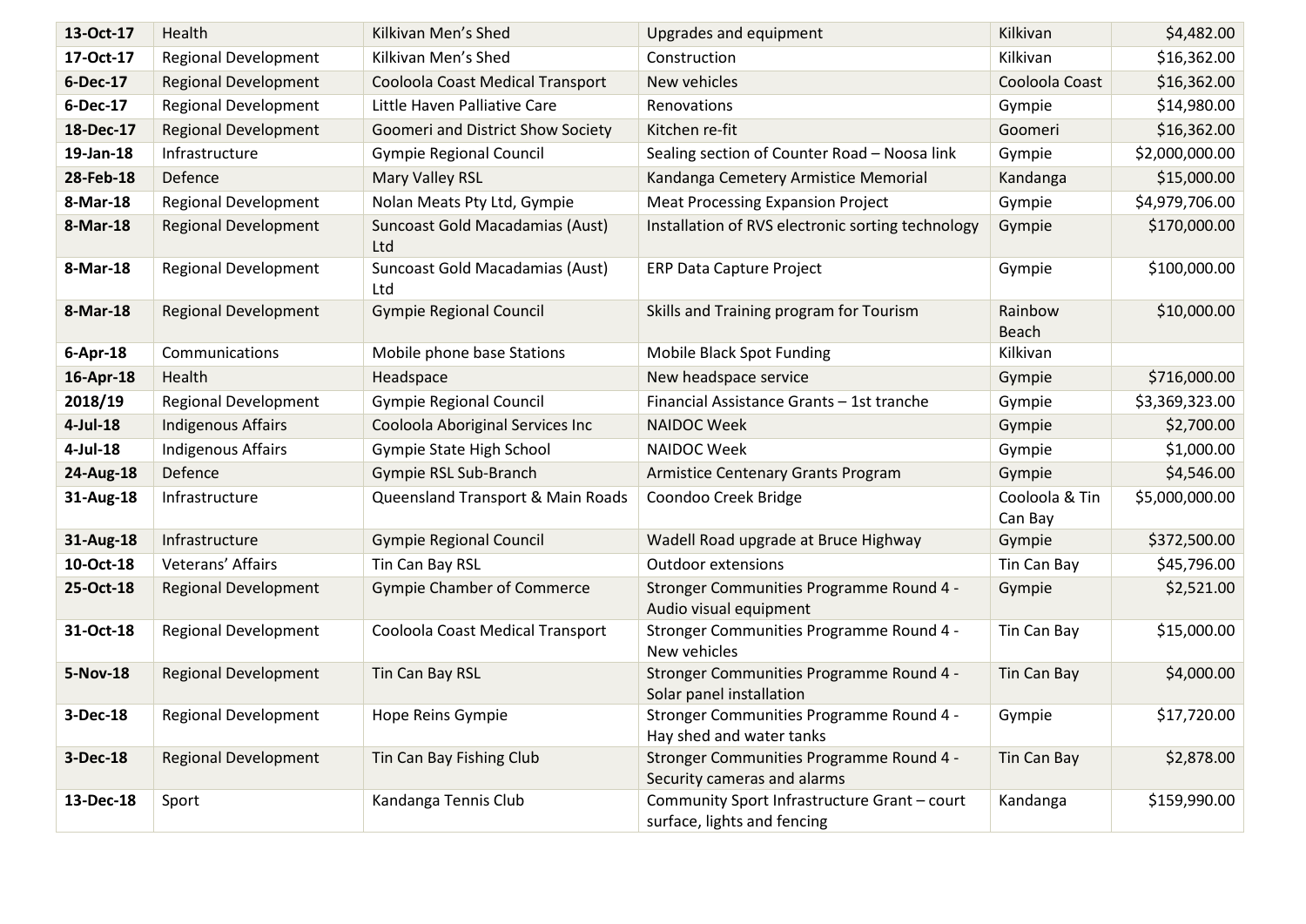| | | | | | |
|---|---|---|---|---|---|
| **13-Oct-17** | Health | Kilkivan Men's Shed | Upgrades and equipment | Kilkivan | $4,482.00 |
| **17-Oct-17** | Regional Development | Kilkivan Men's Shed | Construction | Kilkivan | $16,362.00 |
| **6-Dec-17** | Regional Development | Cooloola Coast Medical Transport | New vehicles | Cooloola Coast | $16,362.00 |
| **6-Dec-17** | Regional Development | Little Haven Palliative Care | Renovations | Gympie | $14,980.00 |
| **18-Dec-17** | Regional Development | Goomeri and District Show Society | Kitchen re-fit | Goomeri | $16,362.00 |
| **19-Jan-18** | Infrastructure | Gympie Regional Council | Sealing section of Counter Road – Noosa link | Gympie | $2,000,000.00 |
| **28-Feb-18** | Defence | Mary Valley RSL | Kandanga Cemetery Armistice Memorial | Kandanga | $15,000.00 |
| **8-Mar-18** | Regional Development | Nolan Meats Pty Ltd, Gympie | Meat Processing Expansion Project | Gympie | $4,979,706.00 |
| **8-Mar-18** | Regional Development | Suncoast Gold Macadamias (Aust) Ltd | Installation of RVS electronic sorting technology | Gympie | $170,000.00 |
| **8-Mar-18** | Regional Development | Suncoast Gold Macadamias (Aust) Ltd | ERP Data Capture Project | Gympie | $100,000.00 |
| **8-Mar-18** | Regional Development | Gympie Regional Council | Skills and Training program for Tourism | Rainbow Beach | $10,000.00 |
| **6-Apr-18** | Communications | Mobile phone base Stations | Mobile Black Spot Funding | Kilkivan | |
| **16-Apr-18** | Health | Headspace | New headspace service | Gympie | $716,000.00 |
| **2018/19** | Regional Development | Gympie Regional Council | Financial Assistance Grants – 1st tranche | Gympie | $3,369,323.00 |
| **4-Jul-18** | Indigenous Affairs | Cooloola Aboriginal Services Inc | NAIDOC Week | Gympie | $2,700.00 |
| **4-Jul-18** | Indigenous Affairs | Gympie State High School | NAIDOC Week | Gympie | $1,000.00 |
| **24-Aug-18** | Defence | Gympie RSL Sub-Branch | Armistice Centenary Grants Program | Gympie | $4,546.00 |
| **31-Aug-18** | Infrastructure | Queensland Transport & Main Roads | Coondoo Creek Bridge | Cooloola & Tin Can Bay | $5,000,000.00 |
| **31-Aug-18** | Infrastructure | Gympie Regional Council | Wadell Road upgrade at Bruce Highway | Gympie | $372,500.00 |
| **10-Oct-18** | Veterans' Affairs | Tin Can Bay RSL | Outdoor extensions | Tin Can Bay | $45,796.00 |
| **25-Oct-18** | Regional Development | Gympie Chamber of Commerce | Stronger Communities Programme Round 4 - Audio visual equipment | Gympie | $2,521.00 |
| **31-Oct-18** | Regional Development | Cooloola Coast Medical Transport | Stronger Communities Programme Round 4 - New vehicles | Tin Can Bay | $15,000.00 |
| **5-Nov-18** | Regional Development | Tin Can Bay RSL | Stronger Communities Programme Round 4 - Solar panel installation | Tin Can Bay | $4,000.00 |
| **3-Dec-18** | Regional Development | Hope Reins Gympie | Stronger Communities Programme Round 4 - Hay shed and water tanks | Gympie | $17,720.00 |
| **3-Dec-18** | Regional Development | Tin Can Bay Fishing Club | Stronger Communities Programme Round 4 - Security cameras and alarms | Tin Can Bay | $2,878.00 |
| **13-Dec-18** | Sport | Kandanga Tennis Club | Community Sport Infrastructure Grant – court surface, lights and fencing | Kandanga | $159,990.00 |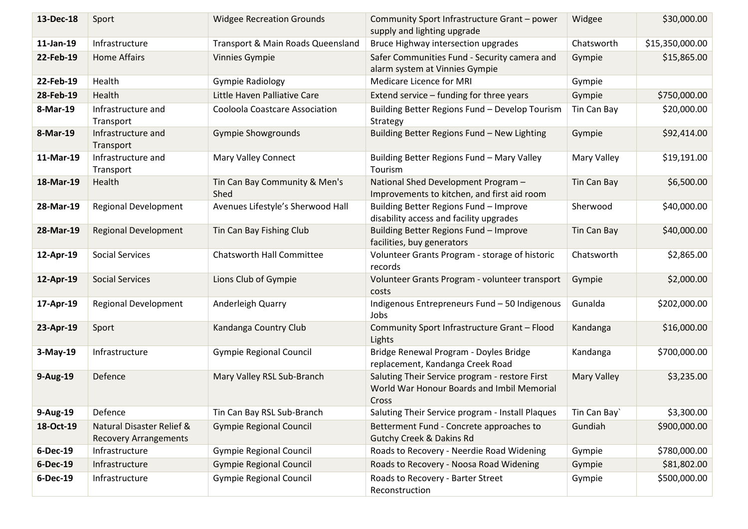| | | | | | |
|---|---|---|---|---|---|
| **13-Dec-18** | Sport | Widgee Recreation Grounds | Community Sport Infrastructure Grant – power supply and lighting upgrade | Widgee | $30,000.00 |
| **11-Jan-19** | Infrastructure | Transport & Main Roads Queensland | Bruce Highway intersection upgrades | Chatsworth | $15,350,000.00 |
| **22-Feb-19** | Home Affairs | Vinnies Gympie | Safer Communities Fund - Security camera and alarm system at Vinnies Gympie | Gympie | $15,865.00 |
| **22-Feb-19** | Health | Gympie Radiology | Medicare Licence for MRI | Gympie | |
| **28-Feb-19** | Health | Little Haven Palliative Care | Extend service – funding for three years | Gympie | $750,000.00 |
| **8-Mar-19** | Infrastructure and Transport | Cooloola Coastcare Association | Building Better Regions Fund – Develop Tourism Strategy | Tin Can Bay | $20,000.00 |
| **8-Mar-19** | Infrastructure and Transport | Gympie Showgrounds | Building Better Regions Fund – New Lighting | Gympie | $92,414.00 |
| **11-Mar-19** | Infrastructure and Transport | Mary Valley Connect | Building Better Regions Fund – Mary Valley Tourism | Mary Valley | $19,191.00 |
| **18-Mar-19** | Health | Tin Can Bay Community & Men's Shed | National Shed Development Program – Improvements to kitchen, and first aid room | Tin Can Bay | $6,500.00 |
| **28-Mar-19** | Regional Development | Avenues Lifestyle's Sherwood Hall | Building Better Regions Fund – Improve disability access and facility upgrades | Sherwood | $40,000.00 |
| **28-Mar-19** | Regional Development | Tin Can Bay Fishing Club | Building Better Regions Fund – Improve facilities, buy generators | Tin Can Bay | $40,000.00 |
| **12-Apr-19** | Social Services | Chatsworth Hall Committee | Volunteer Grants Program - storage of historic records | Chatsworth | $2,865.00 |
| **12-Apr-19** | Social Services | Lions Club of Gympie | Volunteer Grants Program - volunteer transport costs | Gympie | $2,000.00 |
| **17-Apr-19** | Regional Development | Anderleigh Quarry | Indigenous Entrepreneurs Fund – 50 Indigenous Jobs | Gunalda | $202,000.00 |
| **23-Apr-19** | Sport | Kandanga Country Club | Community Sport Infrastructure Grant – Flood Lights | Kandanga | $16,000.00 |
| **3-May-19** | Infrastructure | Gympie Regional Council | Bridge Renewal Program - Doyles Bridge replacement, Kandanga Creek Road | Kandanga | $700,000.00 |
| **9-Aug-19** | Defence | Mary Valley RSL Sub-Branch | Saluting Their Service program - restore First World War Honour Boards and Imbil Memorial Cross | Mary Valley | $3,235.00 |
| **9-Aug-19** | Defence | Tin Can Bay RSL Sub-Branch | Saluting Their Service program - Install Plaques | Tin Can Bay` | $3,300.00 |
| **18-Oct-19** | Natural Disaster Relief & Recovery Arrangements | Gympie Regional Council | Betterment Fund - Concrete approaches to Gutchy Creek & Dakins Rd | Gundiah | $900,000.00 |
| **6-Dec-19** | Infrastructure | Gympie Regional Council | Roads to Recovery - Neerdie Road Widening | Gympie | $780,000.00 |
| **6-Dec-19** | Infrastructure | Gympie Regional Council | Roads to Recovery - Noosa Road Widening | Gympie | $81,802.00 |
| **6-Dec-19** | Infrastructure | Gympie Regional Council | Roads to Recovery - Barter Street Reconstruction | Gympie | $500,000.00 |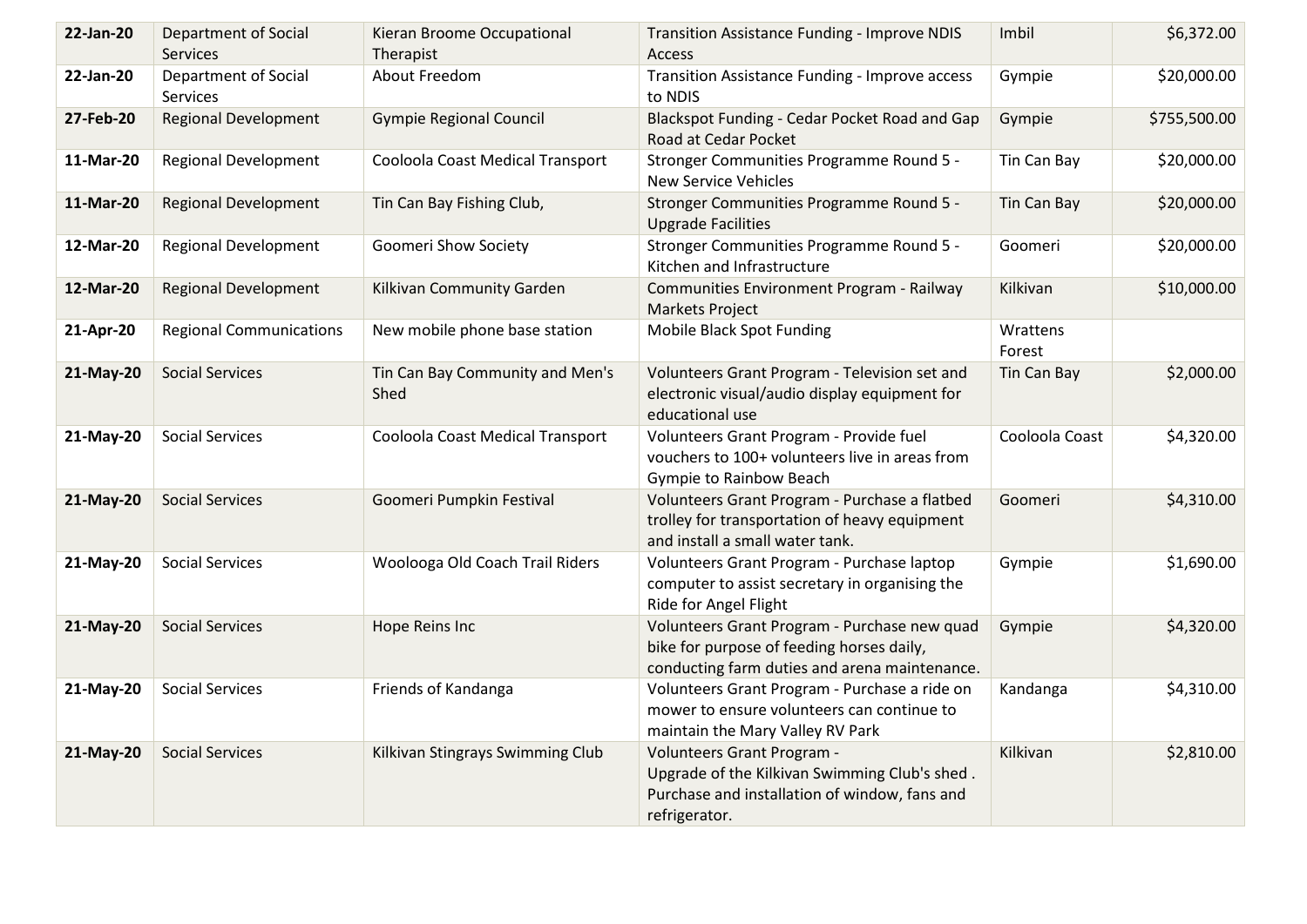| | | | | | |
|---|---|---|---|---|---|
| **22-Jan-20** | Department of Social Services | Kieran Broome Occupational Therapist | Transition Assistance Funding - Improve NDIS Access | Imbil | $6,372.00 |
| **22-Jan-20** | Department of Social Services | About Freedom | Transition Assistance Funding - Improve access to NDIS | Gympie | $20,000.00 |
| **27-Feb-20** | Regional Development | Gympie Regional Council | Blackspot Funding - Cedar Pocket Road and Gap Road at Cedar Pocket | Gympie | $755,500.00 |
| **11-Mar-20** | Regional Development | Cooloola Coast Medical Transport | Stronger Communities Programme Round 5 - New Service Vehicles | Tin Can Bay | $20,000.00 |
| **11-Mar-20** | Regional Development | Tin Can Bay Fishing Club, | Stronger Communities Programme Round 5 - Upgrade Facilities | Tin Can Bay | $20,000.00 |
| **12-Mar-20** | Regional Development | Goomeri Show Society | Stronger Communities Programme Round 5 - Kitchen and Infrastructure | Goomeri | $20,000.00 |
| **12-Mar-20** | Regional Development | Kilkivan Community Garden | Communities Environment Program - Railway Markets Project | Kilkivan | $10,000.00 |
| **21-Apr-20** | Regional Communications | New mobile phone base station | Mobile Black Spot Funding | Wrattens Forest | |
| **21-May-20** | Social Services | Tin Can Bay Community and Men's Shed | Volunteers Grant Program - Television set and electronic visual/audio display equipment for educational use | Tin Can Bay | $2,000.00 |
| **21-May-20** | Social Services | Cooloola Coast Medical Transport | Volunteers Grant Program - Provide fuel vouchers to 100+ volunteers live in areas from Gympie to Rainbow Beach | Cooloola Coast | $4,320.00 |
| **21-May-20** | Social Services | Goomeri Pumpkin Festival | Volunteers Grant Program - Purchase a flatbed trolley for transportation of heavy equipment and install a small water tank. | Goomeri | $4,310.00 |
| **21-May-20** | Social Services | Woolooga Old Coach Trail Riders | Volunteers Grant Program - Purchase laptop computer to assist secretary in organising the Ride for Angel Flight | Gympie | $1,690.00 |
| **21-May-20** | Social Services | Hope Reins Inc | Volunteers Grant Program - Purchase new quad bike for purpose of feeding horses daily, conducting farm duties and arena maintenance. | Gympie | $4,320.00 |
| **21-May-20** | Social Services | Friends of Kandanga | Volunteers Grant Program - Purchase a ride on mower to ensure volunteers can continue to maintain the Mary Valley RV Park | Kandanga | $4,310.00 |
| **21-May-20** | Social Services | Kilkivan Stingrays Swimming Club | Volunteers Grant Program - Upgrade of the Kilkivan Swimming Club's shed . Purchase and installation of window, fans and refrigerator. | Kilkivan | $2,810.00 |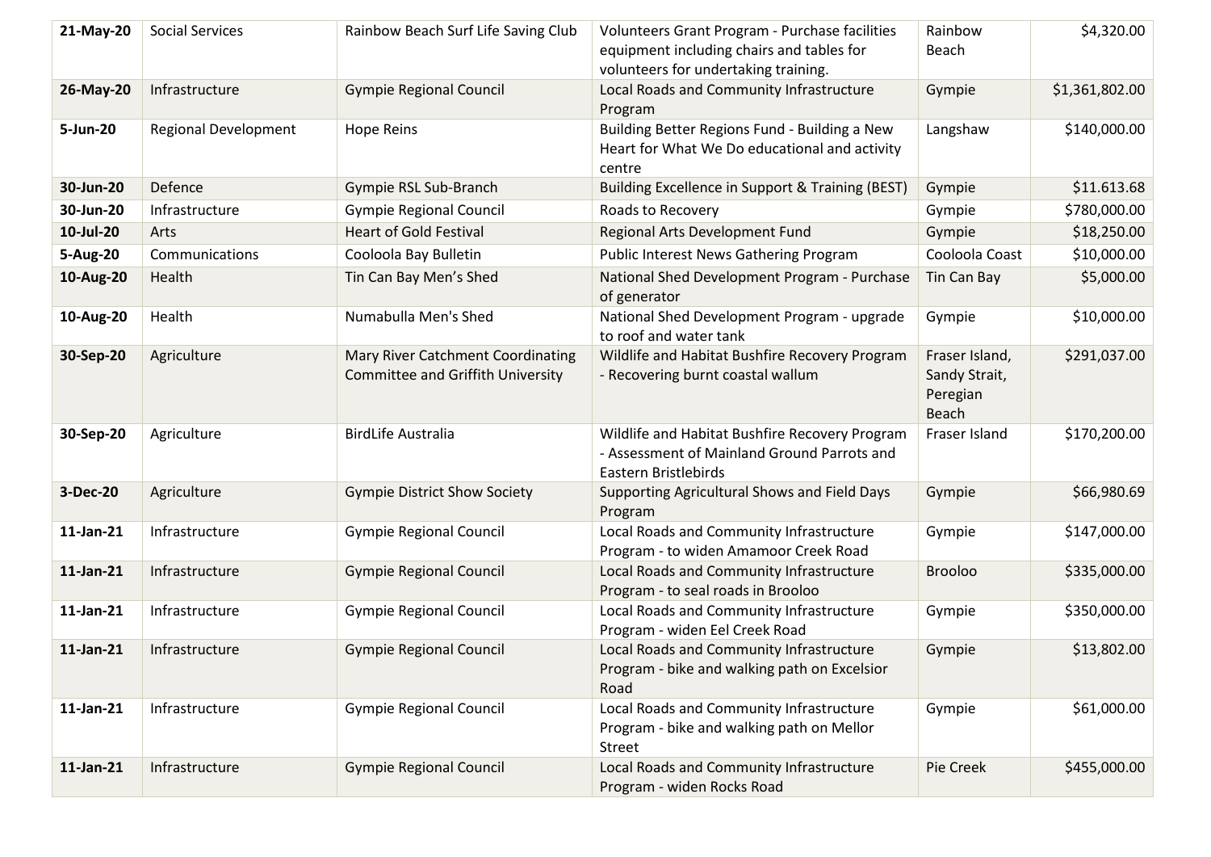| | | | | | |
|---|---|---|---|---|---|
| **21-May-20** | Social Services | Rainbow Beach Surf Life Saving Club | Volunteers Grant Program - Purchase facilities equipment including chairs and tables for volunteers for undertaking training. | Rainbow Beach | $4,320.00 |
| **26-May-20** | Infrastructure | Gympie Regional Council | Local Roads and Community Infrastructure Program | Gympie | $1,361,802.00 |
| **5-Jun-20** | Regional Development | Hope Reins | Building Better Regions Fund - Building a New Heart for What We Do educational and activity centre | Langshaw | $140,000.00 |
| **30-Jun-20** | Defence | Gympie RSL Sub-Branch | Building Excellence in Support & Training (BEST) | Gympie | $11.613.68 |
| **30-Jun-20** | Infrastructure | Gympie Regional Council | Roads to Recovery | Gympie | $780,000.00 |
| **10-Jul-20** | Arts | Heart of Gold Festival | Regional Arts Development Fund | Gympie | $18,250.00 |
| **5-Aug-20** | Communications | Cooloola Bay Bulletin | Public Interest News Gathering Program | Cooloola Coast | $10,000.00 |
| **10-Aug-20** | Health | Tin Can Bay Men's Shed | National Shed Development Program - Purchase of generator | Tin Can Bay | $5,000.00 |
| **10-Aug-20** | Health | Numabulla Men's Shed | National Shed Development Program - upgrade to roof and water tank | Gympie | $10,000.00 |
| **30-Sep-20** | Agriculture | Mary River Catchment Coordinating Committee and Griffith University | Wildlife and Habitat Bushfire Recovery Program - Recovering burnt coastal wallum | Fraser Island, Sandy Strait, Peregian Beach | $291,037.00 |
| **30-Sep-20** | Agriculture | BirdLife Australia | Wildlife and Habitat Bushfire Recovery Program - Assessment of Mainland Ground Parrots and Eastern Bristlebirds | Fraser Island | $170,200.00 |
| **3-Dec-20** | Agriculture | Gympie District Show Society | Supporting Agricultural Shows and Field Days Program | Gympie | $66,980.69 |
| **11-Jan-21** | Infrastructure | Gympie Regional Council | Local Roads and Community Infrastructure Program - to widen Amamoor Creek Road | Gympie | $147,000.00 |
| **11-Jan-21** | Infrastructure | Gympie Regional Council | Local Roads and Community Infrastructure Program - to seal roads in Brooloo | Brooloo | $335,000.00 |
| **11-Jan-21** | Infrastructure | Gympie Regional Council | Local Roads and Community Infrastructure Program - widen Eel Creek Road | Gympie | $350,000.00 |
| **11-Jan-21** | Infrastructure | Gympie Regional Council | Local Roads and Community Infrastructure Program - bike and walking path on Excelsior Road | Gympie | $13,802.00 |
| **11-Jan-21** | Infrastructure | Gympie Regional Council | Local Roads and Community Infrastructure Program - bike and walking path on Mellor Street | Gympie | $61,000.00 |
| **11-Jan-21** | Infrastructure | Gympie Regional Council | Local Roads and Community Infrastructure Program - widen Rocks Road | Pie Creek | $455,000.00 |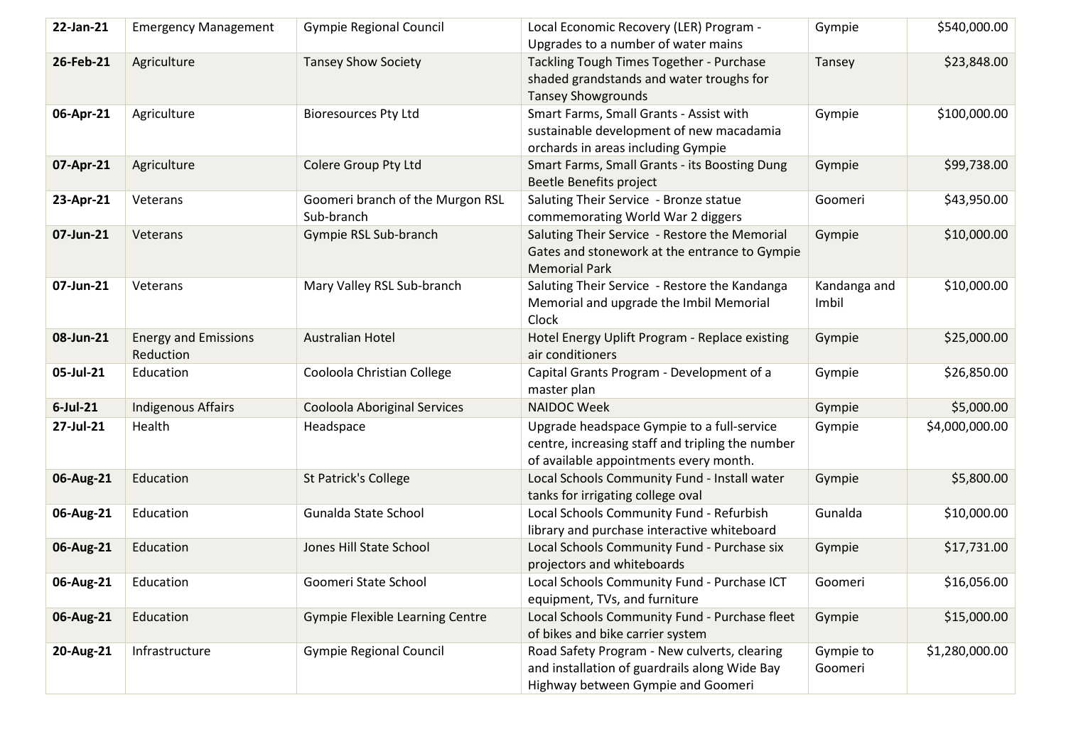| | | | | | |
|---|---|---|---|---|---|
| **22-Jan-21** | Emergency Management | Gympie Regional Council | Local Economic Recovery (LER) Program - Upgrades to a number of water mains | Gympie | $540,000.00 |
| **26-Feb-21** | Agriculture | Tansey Show Society | Tackling Tough Times Together - Purchase shaded grandstands and water troughs for Tansey Showgrounds | Tansey | $23,848.00 |
| **06-Apr-21** | Agriculture | Bioresources Pty Ltd | Smart Farms, Small Grants - Assist with sustainable development of new macadamia orchards in areas including Gympie | Gympie | $100,000.00 |
| **07-Apr-21** | Agriculture | Colere Group Pty Ltd | Smart Farms, Small Grants - its Boosting Dung Beetle Benefits project | Gympie | $99,738.00 |
| **23-Apr-21** | Veterans | Goomeri branch of the Murgon RSL Sub-branch | Saluting Their Service - Bronze statue commemorating World War 2 diggers | Goomeri | $43,950.00 |
| **07-Jun-21** | Veterans | Gympie RSL Sub-branch | Saluting Their Service - Restore the Memorial Gates and stonework at the entrance to Gympie Memorial Park | Gympie | $10,000.00 |
| **07-Jun-21** | Veterans | Mary Valley RSL Sub-branch | Saluting Their Service - Restore the Kandanga Memorial and upgrade the Imbil Memorial Clock | Kandanga and Imbil | $10,000.00 |
| **08-Jun-21** | Energy and Emissions Reduction | Australian Hotel | Hotel Energy Uplift Program - Replace existing air conditioners | Gympie | $25,000.00 |
| **05-Jul-21** | Education | Cooloola Christian College | Capital Grants Program - Development of a master plan | Gympie | $26,850.00 |
| **6-Jul-21** | Indigenous Affairs | Cooloola Aboriginal Services | NAIDOC Week | Gympie | $5,000.00 |
| **27-Jul-21** | Health | Headspace | Upgrade headspace Gympie to a full-service centre, increasing staff and tripling the number of available appointments every month. | Gympie | $4,000,000.00 |
| **06-Aug-21** | Education | St Patrick's College | Local Schools Community Fund - Install water tanks for irrigating college oval | Gympie | $5,800.00 |
| **06-Aug-21** | Education | Gunalda State School | Local Schools Community Fund - Refurbish library and purchase interactive whiteboard | Gunalda | $10,000.00 |
| **06-Aug-21** | Education | Jones Hill State School | Local Schools Community Fund - Purchase six projectors and whiteboards | Gympie | $17,731.00 |
| **06-Aug-21** | Education | Goomeri State School | Local Schools Community Fund - Purchase ICT equipment, TVs, and furniture | Goomeri | $16,056.00 |
| **06-Aug-21** | Education | Gympie Flexible Learning Centre | Local Schools Community Fund - Purchase fleet of bikes and bike carrier system | Gympie | $15,000.00 |
| **20-Aug-21** | Infrastructure | Gympie Regional Council | Road Safety Program - New culverts, clearing and installation of guardrails along Wide Bay Highway between Gympie and Goomeri | Gympie to Goomeri | $1,280,000.00 |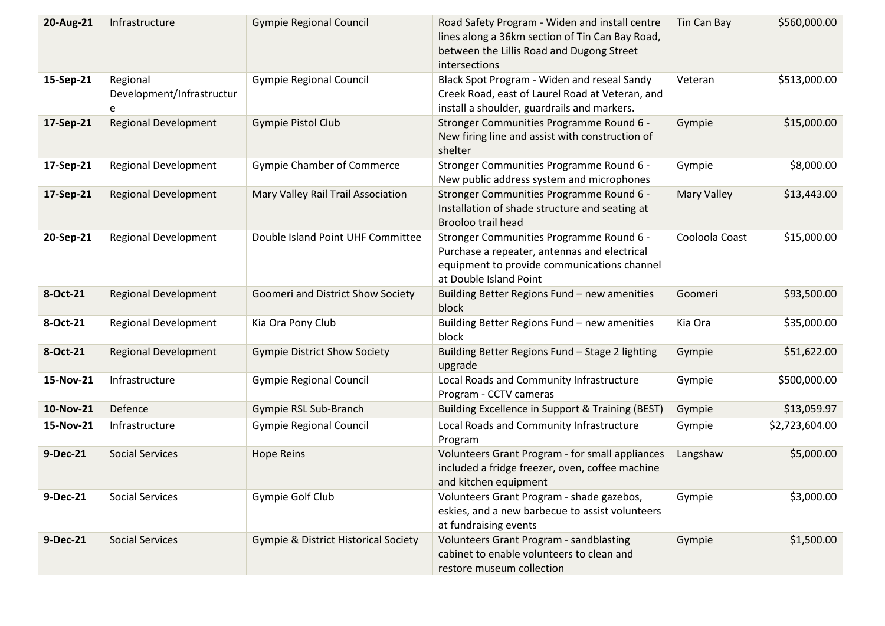| | | | | | |
|---|---|---|---|---|---|
| **20-Aug-21** | Infrastructure | Gympie Regional Council | Road Safety Program - Widen and install centre lines along a 36km section of Tin Can Bay Road, between the Lillis Road and Dugong Street intersections | Tin Can Bay | $560,000.00 |
| **15-Sep-21** | Regional Development/Infrastructure | Gympie Regional Council | Black Spot Program - Widen and reseal Sandy Creek Road, east of Laurel Road at Veteran, and install a shoulder, guardrails and markers. | Veteran | $513,000.00 |
| **17-Sep-21** | Regional Development | Gympie Pistol Club | Stronger Communities Programme Round 6 - New firing line and assist with construction of shelter | Gympie | $15,000.00 |
| **17-Sep-21** | Regional Development | Gympie Chamber of Commerce | Stronger Communities Programme Round 6 - New public address system and microphones | Gympie | $8,000.00 |
| **17-Sep-21** | Regional Development | Mary Valley Rail Trail Association | Stronger Communities Programme Round 6 - Installation of shade structure and seating at Brooloo trail head | Mary Valley | $13,443.00 |
| **20-Sep-21** | Regional Development | Double Island Point UHF Committee | Stronger Communities Programme Round 6 - Purchase a repeater, antennas and electrical equipment to provide communications channel at Double Island Point | Cooloola Coast | $15,000.00 |
| **8-Oct-21** | Regional Development | Goomeri and District Show Society | Building Better Regions Fund – new amenities block | Goomeri | $93,500.00 |
| **8-Oct-21** | Regional Development | Kia Ora Pony Club | Building Better Regions Fund – new amenities block | Kia Ora | $35,000.00 |
| **8-Oct-21** | Regional Development | Gympie District Show Society | Building Better Regions Fund – Stage 2 lighting upgrade | Gympie | $51,622.00 |
| **15-Nov-21** | Infrastructure | Gympie Regional Council | Local Roads and Community Infrastructure Program - CCTV cameras | Gympie | $500,000.00 |
| **10-Nov-21** | Defence | Gympie RSL Sub-Branch | Building Excellence in Support & Training (BEST) | Gympie | $13,059.97 |
| **15-Nov-21** | Infrastructure | Gympie Regional Council | Local Roads and Community Infrastructure Program | Gympie | $2,723,604.00 |
| **9-Dec-21** | Social Services | Hope Reins | Volunteers Grant Program - for small appliances included a fridge freezer, oven, coffee machine and kitchen equipment | Langshaw | $5,000.00 |
| **9-Dec-21** | Social Services | Gympie Golf Club | Volunteers Grant Program - shade gazebos, eskies, and a new barbecue to assist volunteers at fundraising events | Gympie | $3,000.00 |
| **9-Dec-21** | Social Services | Gympie & District Historical Society | Volunteers Grant Program - sandblasting cabinet to enable volunteers to clean and restore museum collection | Gympie | $1,500.00 |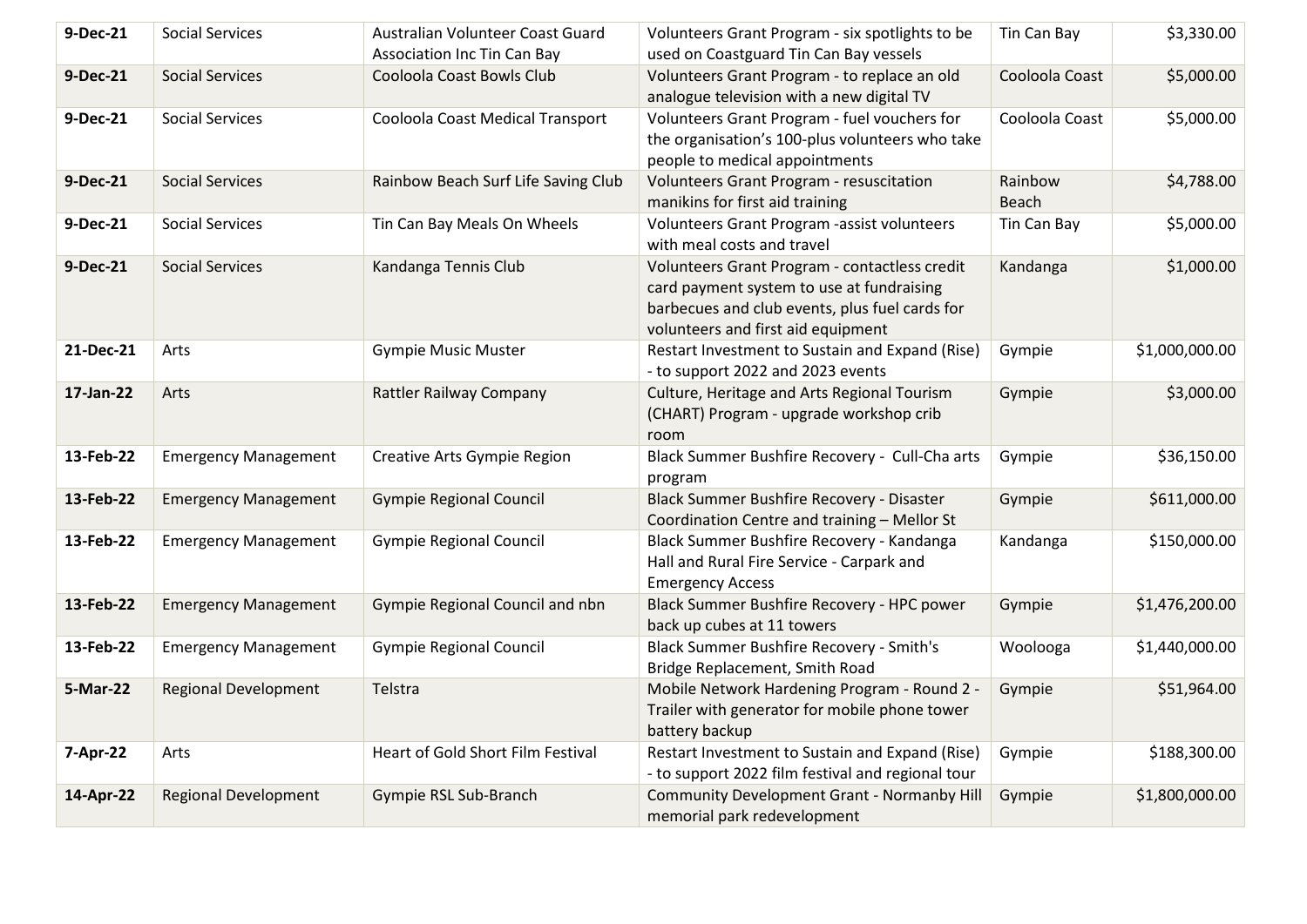| | | | | | |
|---|---|---|---|---|---|
| **9-Dec-21** | Social Services | Australian Volunteer Coast Guard Association Inc Tin Can Bay | Volunteers Grant Program - six spotlights to be used on Coastguard Tin Can Bay vessels | Tin Can Bay | $3,330.00 |
| **9-Dec-21** | Social Services | Cooloola Coast Bowls Club | Volunteers Grant Program - to replace an old analogue television with a new digital TV | Cooloola Coast | $5,000.00 |
| **9-Dec-21** | Social Services | Cooloola Coast Medical Transport | Volunteers Grant Program - fuel vouchers for the organisation's 100-plus volunteers who take people to medical appointments | Cooloola Coast | $5,000.00 |
| **9-Dec-21** | Social Services | Rainbow Beach Surf Life Saving Club | Volunteers Grant Program - resuscitation manikins for first aid training | Rainbow Beach | $4,788.00 |
| **9-Dec-21** | Social Services | Tin Can Bay Meals On Wheels | Volunteers Grant Program -assist volunteers with meal costs and travel | Tin Can Bay | $5,000.00 |
| **9-Dec-21** | Social Services | Kandanga Tennis Club | Volunteers Grant Program - contactless credit card payment system to use at fundraising barbecues and club events, plus fuel cards for volunteers and first aid equipment | Kandanga | $1,000.00 |
| **21-Dec-21** | Arts | Gympie Music Muster | Restart Investment to Sustain and Expand (Rise) - to support 2022 and 2023 events | Gympie | $1,000,000.00 |
| **17-Jan-22** | Arts | Rattler Railway Company | Culture, Heritage and Arts Regional Tourism (CHART) Program - upgrade workshop crib room | Gympie | $3,000.00 |
| **13-Feb-22** | Emergency Management | Creative Arts Gympie Region | Black Summer Bushfire Recovery - Cull-Cha arts program | Gympie | $36,150.00 |
| **13-Feb-22** | Emergency Management | Gympie Regional Council | Black Summer Bushfire Recovery - Disaster Coordination Centre and training – Mellor St | Gympie | $611,000.00 |
| **13-Feb-22** | Emergency Management | Gympie Regional Council | Black Summer Bushfire Recovery - Kandanga Hall and Rural Fire Service - Carpark and Emergency Access | Kandanga | $150,000.00 |
| **13-Feb-22** | Emergency Management | Gympie Regional Council and nbn | Black Summer Bushfire Recovery - HPC power back up cubes at 11 towers | Gympie | $1,476,200.00 |
| **13-Feb-22** | Emergency Management | Gympie Regional Council | Black Summer Bushfire Recovery - Smith's Bridge Replacement, Smith Road | Woolooga | $1,440,000.00 |
| **5-Mar-22** | Regional Development | Telstra | Mobile Network Hardening Program - Round 2 - Trailer with generator for mobile phone tower battery backup | Gympie | $51,964.00 |
| **7-Apr-22** | Arts | Heart of Gold Short Film Festival | Restart Investment to Sustain and Expand (Rise) - to support 2022 film festival and regional tour | Gympie | $188,300.00 |
| **14-Apr-22** | Regional Development | Gympie RSL Sub-Branch | Community Development Grant - Normanby Hill memorial park redevelopment | Gympie | $1,800,000.00 |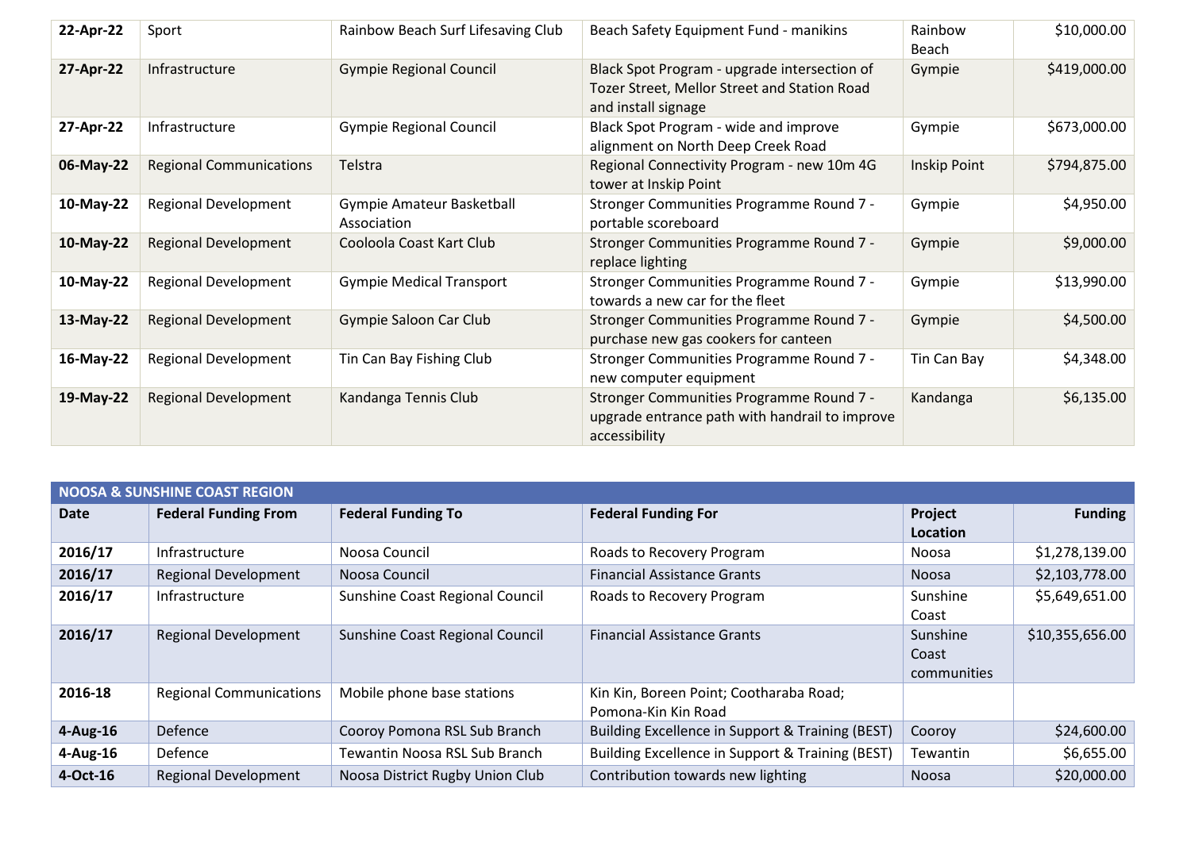| | | | | | |
|---|---|---|---|---|---|
| **22-Apr-22** | Sport | Rainbow Beach Surf Lifesaving Club | Beach Safety Equipment Fund - manikins | Rainbow Beach | $10,000.00 |
| **27-Apr-22** | Infrastructure | Gympie Regional Council | Black Spot Program - upgrade intersection of Tozer Street, Mellor Street and Station Road and install signage | Gympie | $419,000.00 |
| **27-Apr-22** | Infrastructure | Gympie Regional Council | Black Spot Program - wide and improve alignment on North Deep Creek Road | Gympie | $673,000.00 |
| **06-May-22** | Regional Communications | Telstra | Regional Connectivity Program - new 10m 4G tower at Inskip Point | Inskip Point | $794,875.00 |
| **10-May-22** | Regional Development | Gympie Amateur Basketball Association | Stronger Communities Programme Round 7 - portable scoreboard | Gympie | $4,950.00 |
| **10-May-22** | Regional Development | Cooloola Coast Kart Club | Stronger Communities Programme Round 7 - replace lighting | Gympie | $9,000.00 |
| **10-May-22** | Regional Development | Gympie Medical Transport | Stronger Communities Programme Round 7 - towards a new car for the fleet | Gympie | $13,990.00 |
| **13-May-22** | Regional Development | Gympie Saloon Car Club | Stronger Communities Programme Round 7 - purchase new gas cookers for canteen | Gympie | $4,500.00 |
| **16-May-22** | Regional Development | Tin Can Bay Fishing Club | Stronger Communities Programme Round 7 - new computer equipment | Tin Can Bay | $4,348.00 |
| **19-May-22** | Regional Development | Kandanga Tennis Club | Stronger Communities Programme Round 7 - upgrade entrance path with handrail to improve accessibility | Kandanga | $6,135.00 |

| **NOOSA & SUNSHINE COAST REGION** | | | | | |
|---|---|---|---|---|---|
| **Date** | **Federal Funding From** | **Federal Funding To** | **Federal Funding For** | **Project Location** | **Funding** |
| **2016/17** | Infrastructure | Noosa Council | Roads to Recovery Program | Noosa | $1,278,139.00 |
| **2016/17** | Regional Development | Noosa Council | Financial Assistance Grants | Noosa | $2,103,778.00 |
| **2016/17** | Infrastructure | Sunshine Coast Regional Council | Roads to Recovery Program | Sunshine Coast | $5,649,651.00 |
| **2016/17** | Regional Development | Sunshine Coast Regional Council | Financial Assistance Grants | Sunshine Coast communities | $10,355,656.00 |
| **2016-18** | Regional Communications | Mobile phone base stations | Kin Kin, Boreen Point; Cootharaba Road; Pomona-Kin Kin Road | | |
| **4-Aug-16** | Defence | Cooroy Pomona RSL Sub Branch | Building Excellence in Support & Training (BEST) | Cooroy | $24,600.00 |
| **4-Aug-16** | Defence | Tewantin Noosa RSL Sub Branch | Building Excellence in Support & Training (BEST) | Tewantin | $6,655.00 |
| **4-Oct-16** | Regional Development | Noosa District Rugby Union Club | Contribution towards new lighting | Noosa | $20,000.00 |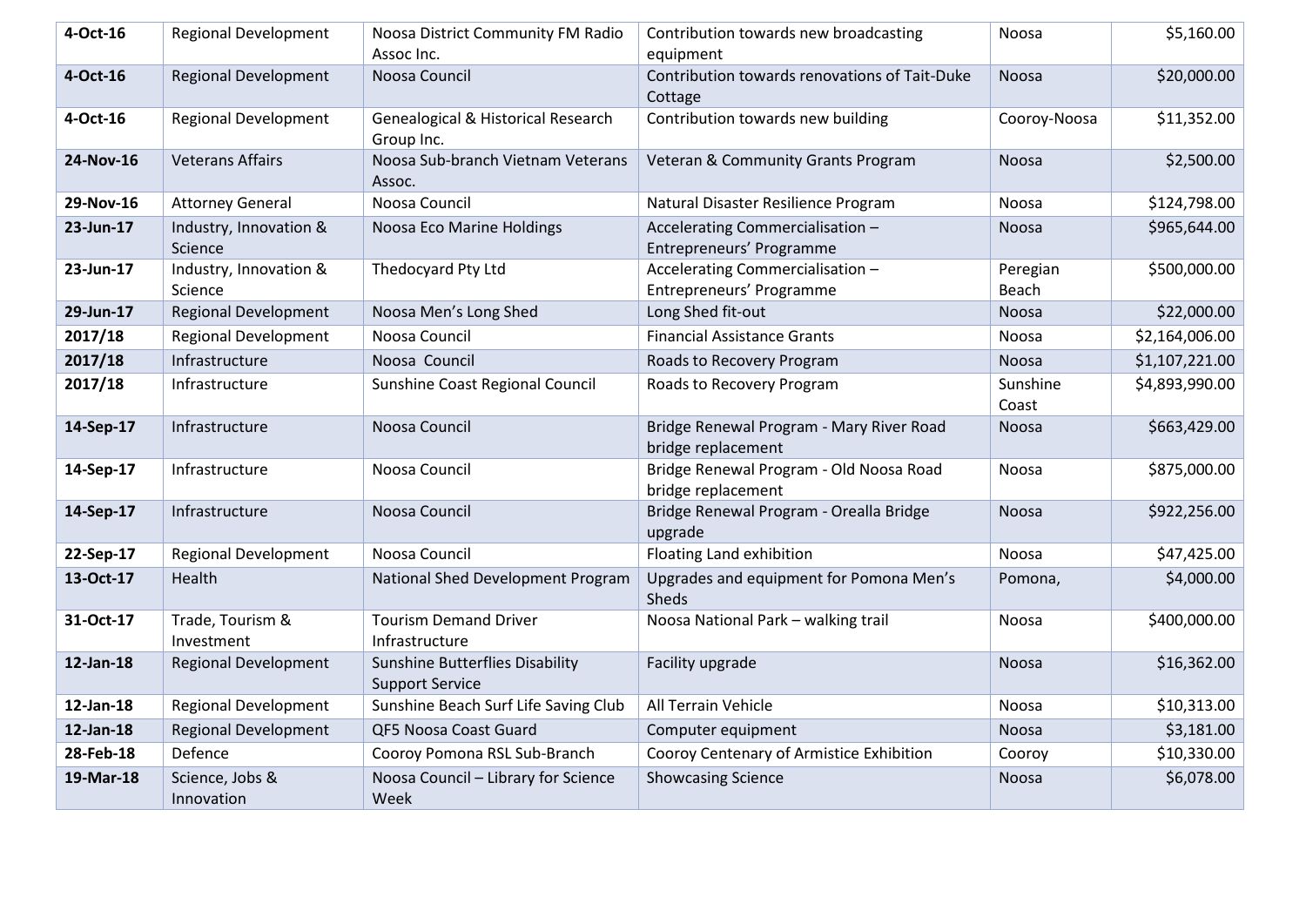| 4-Oct-16 | Regional Development | Noosa District Community FM Radio Assoc Inc. | Contribution towards new broadcasting equipment | Noosa | $5,160.00 |
|---|---|---|---|---|---|
| **4-Oct-16** | Regional Development | Noosa Council | Contribution towards renovations of Tait-Duke Cottage | Noosa | $20,000.00 |
| **4-Oct-16** | Regional Development | Genealogical & Historical Research Group Inc. | Contribution towards new building | Cooroy-Noosa | $11,352.00 |
| **24-Nov-16** | Veterans Affairs | Noosa Sub-branch Vietnam Veterans Assoc. | Veteran & Community Grants Program | Noosa | $2,500.00 |
| **29-Nov-16** | Attorney General | Noosa Council | Natural Disaster Resilience Program | Noosa | $124,798.00 |
| **23-Jun-17** | Industry, Innovation & Science | Noosa Eco Marine Holdings | Accelerating Commercialisation – Entrepreneurs' Programme | Noosa | $965,644.00 |
| **23-Jun-17** | Industry, Innovation & Science | Thedocyard Pty Ltd | Accelerating Commercialisation – Entrepreneurs' Programme | Peregian Beach | $500,000.00 |
| **29-Jun-17** | Regional Development | Noosa Men's Long Shed | Long Shed fit-out | Noosa | $22,000.00 |
| **2017/18** | Regional Development | Noosa Council | Financial Assistance Grants | Noosa | $2,164,006.00 |
| **2017/18** | Infrastructure | Noosa Council | Roads to Recovery Program | Noosa | $1,107,221.00 |
| **2017/18** | Infrastructure | Sunshine Coast Regional Council | Roads to Recovery Program | Sunshine Coast | $4,893,990.00 |
| **14-Sep-17** | Infrastructure | Noosa Council | Bridge Renewal Program - Mary River Road bridge replacement | Noosa | $663,429.00 |
| **14-Sep-17** | Infrastructure | Noosa Council | Bridge Renewal Program - Old Noosa Road bridge replacement | Noosa | $875,000.00 |
| **14-Sep-17** | Infrastructure | Noosa Council | Bridge Renewal Program - Orealla Bridge upgrade | Noosa | $922,256.00 |
| **22-Sep-17** | Regional Development | Noosa Council | Floating Land exhibition | Noosa | $47,425.00 |
| **13-Oct-17** | Health | National Shed Development Program | Upgrades and equipment for Pomona Men's Sheds | Pomona, | $4,000.00 |
| **31-Oct-17** | Trade, Tourism & Investment | Tourism Demand Driver Infrastructure | Noosa National Park – walking trail | Noosa | $400,000.00 |
| **12-Jan-18** | Regional Development | Sunshine Butterflies Disability Support Service | Facility upgrade | Noosa | $16,362.00 |
| **12-Jan-18** | Regional Development | Sunshine Beach Surf Life Saving Club | All Terrain Vehicle | Noosa | $10,313.00 |
| **12-Jan-18** | Regional Development | QF5 Noosa Coast Guard | Computer equipment | Noosa | $3,181.00 |
| **28-Feb-18** | Defence | Cooroy Pomona RSL Sub-Branch | Cooroy Centenary of Armistice Exhibition | Cooroy | $10,330.00 |
| **19-Mar-18** | Science, Jobs & Innovation | Noosa Council – Library for Science Week | Showcasing Science | Noosa | $6,078.00 |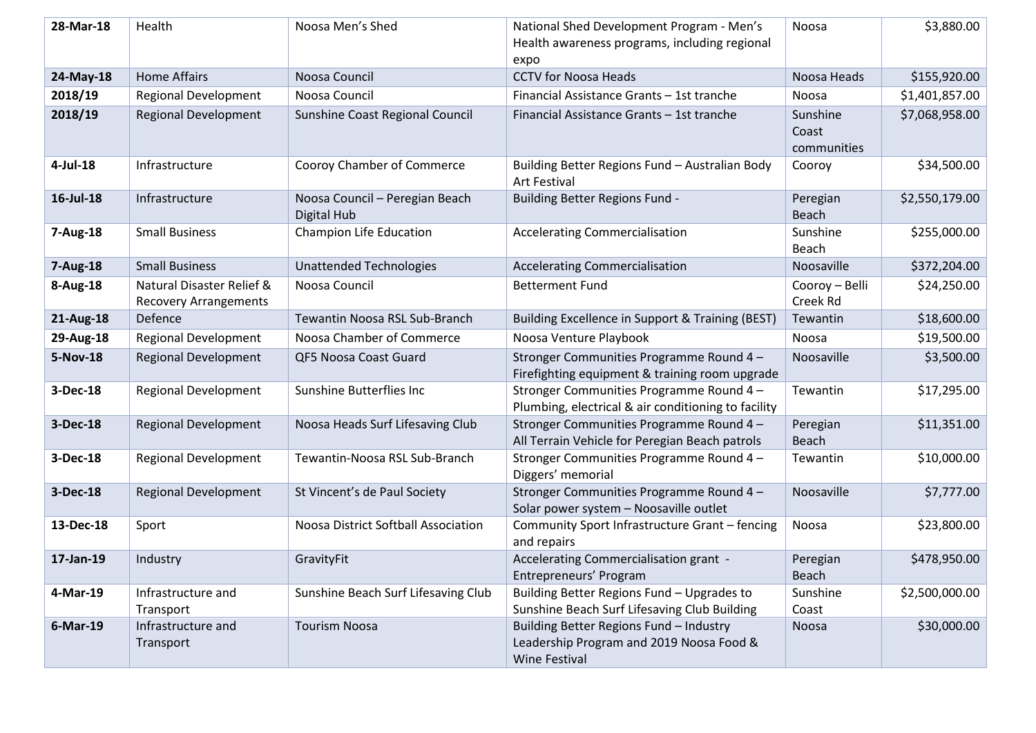| | | | | | |
|---|---|---|---|---|---|
| **28-Mar-18** | Health | Noosa Men's Shed | National Shed Development Program - Men's Health awareness programs, including regional expo | Noosa | $3,880.00 |
| **24-May-18** | Home Affairs | Noosa Council | CCTV for Noosa Heads | Noosa Heads | $155,920.00 |
| **2018/19** | Regional Development | Noosa Council | Financial Assistance Grants – 1st tranche | Noosa | $1,401,857.00 |
| **2018/19** | Regional Development | Sunshine Coast Regional Council | Financial Assistance Grants – 1st tranche | Sunshine Coast communities | $7,068,958.00 |
| **4-Jul-18** | Infrastructure | Cooroy Chamber of Commerce | Building Better Regions Fund – Australian Body Art Festival | Cooroy | $34,500.00 |
| **16-Jul-18** | Infrastructure | Noosa Council – Peregian Beach Digital Hub | Building Better Regions Fund - | Peregian Beach | $2,550,179.00 |
| **7-Aug-18** | Small Business | Champion Life Education | Accelerating Commercialisation | Sunshine Beach | $255,000.00 |
| **7-Aug-18** | Small Business | Unattended Technologies | Accelerating Commercialisation | Noosaville | $372,204.00 |
| **8-Aug-18** | Natural Disaster Relief & Recovery Arrangements | Noosa Council | Betterment Fund | Cooroy – Belli Creek Rd | $24,250.00 |
| **21-Aug-18** | Defence | Tewantin Noosa RSL Sub-Branch | Building Excellence in Support & Training (BEST) | Tewantin | $18,600.00 |
| **29-Aug-18** | Regional Development | Noosa Chamber of Commerce | Noosa Venture Playbook | Noosa | $19,500.00 |
| **5-Nov-18** | Regional Development | QF5 Noosa Coast Guard | Stronger Communities Programme Round 4 – Firefighting equipment & training room upgrade | Noosaville | $3,500.00 |
| **3-Dec-18** | Regional Development | Sunshine Butterflies Inc | Stronger Communities Programme Round 4 – Plumbing, electrical & air conditioning to facility | Tewantin | $17,295.00 |
| **3-Dec-18** | Regional Development | Noosa Heads Surf Lifesaving Club | Stronger Communities Programme Round 4 – All Terrain Vehicle for Peregian Beach patrols | Peregian Beach | $11,351.00 |
| **3-Dec-18** | Regional Development | Tewantin-Noosa RSL Sub-Branch | Stronger Communities Programme Round 4 – Diggers' memorial | Tewantin | $10,000.00 |
| **3-Dec-18** | Regional Development | St Vincent's de Paul Society | Stronger Communities Programme Round 4 – Solar power system – Noosaville outlet | Noosaville | $7,777.00 |
| **13-Dec-18** | Sport | Noosa District Softball Association | Community Sport Infrastructure Grant – fencing and repairs | Noosa | $23,800.00 |
| **17-Jan-19** | Industry | GravityFit | Accelerating Commercialisation grant - Entrepreneurs' Program | Peregian Beach | $478,950.00 |
| **4-Mar-19** | Infrastructure and Transport | Sunshine Beach Surf Lifesaving Club | Building Better Regions Fund – Upgrades to Sunshine Beach Surf Lifesaving Club Building | Sunshine Coast | $2,500,000.00 |
| **6-Mar-19** | Infrastructure and Transport | Tourism Noosa | Building Better Regions Fund – Industry Leadership Program and 2019 Noosa Food & Wine Festival | Noosa | $30,000.00 |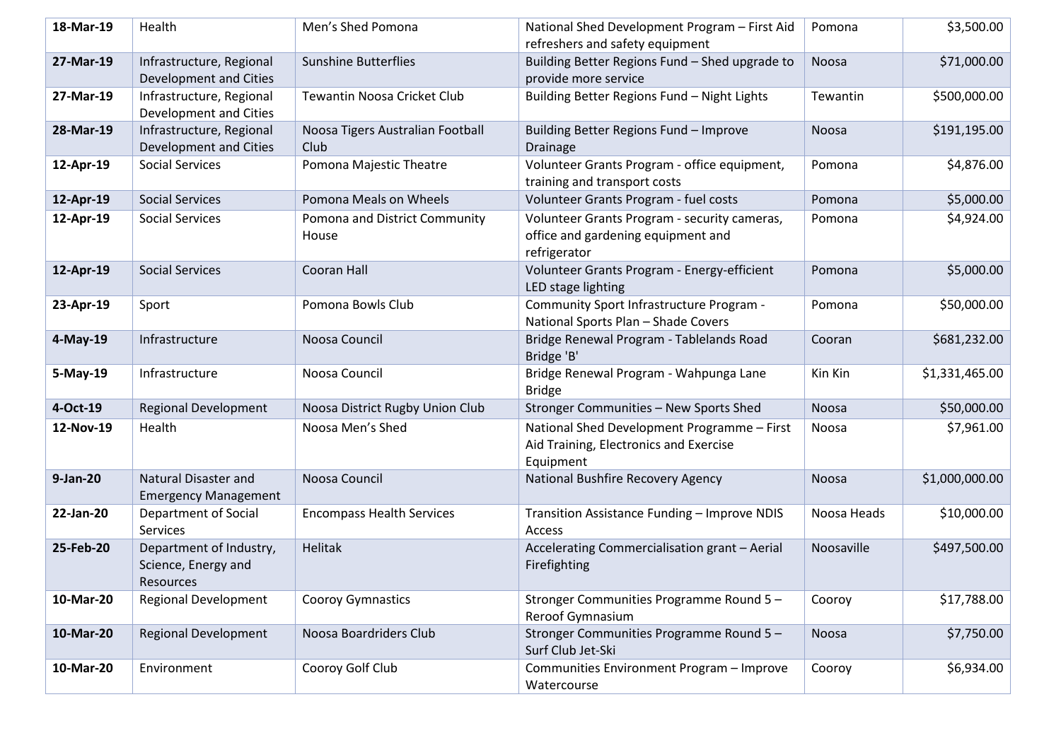| | | | | | |
|---|---|---|---|---|---|
| **18-Mar-19** | Health | Men's Shed Pomona | National Shed Development Program – First Aid refreshers and safety equipment | Pomona | $3,500.00 |
| **27-Mar-19** | Infrastructure, Regional Development and Cities | Sunshine Butterflies | Building Better Regions Fund – Shed upgrade to provide more service | Noosa | $71,000.00 |
| **27-Mar-19** | Infrastructure, Regional Development and Cities | Tewantin Noosa Cricket Club | Building Better Regions Fund – Night Lights | Tewantin | $500,000.00 |
| **28-Mar-19** | Infrastructure, Regional Development and Cities | Noosa Tigers Australian Football Club | Building Better Regions Fund – Improve Drainage | Noosa | $191,195.00 |
| **12-Apr-19** | Social Services | Pomona Majestic Theatre | Volunteer Grants Program - office equipment, training and transport costs | Pomona | $4,876.00 |
| **12-Apr-19** | Social Services | Pomona Meals on Wheels | Volunteer Grants Program - fuel costs | Pomona | $5,000.00 |
| **12-Apr-19** | Social Services | Pomona and District Community House | Volunteer Grants Program - security cameras, office and gardening equipment and refrigerator | Pomona | $4,924.00 |
| **12-Apr-19** | Social Services | Cooran Hall | Volunteer Grants Program - Energy-efficient LED stage lighting | Pomona | $5,000.00 |
| **23-Apr-19** | Sport | Pomona Bowls Club | Community Sport Infrastructure Program - National Sports Plan – Shade Covers | Pomona | $50,000.00 |
| **4-May-19** | Infrastructure | Noosa Council | Bridge Renewal Program - Tablelands Road Bridge 'B' | Cooran | $681,232.00 |
| **5-May-19** | Infrastructure | Noosa Council | Bridge Renewal Program - Wahpunga Lane Bridge | Kin Kin | $1,331,465.00 |
| **4-Oct-19** | Regional Development | Noosa District Rugby Union Club | Stronger Communities – New Sports Shed | Noosa | $50,000.00 |
| **12-Nov-19** | Health | Noosa Men's Shed | National Shed Development Programme – First Aid Training, Electronics and Exercise Equipment | Noosa | $7,961.00 |
| **9-Jan-20** | Natural Disaster and Emergency Management | Noosa Council | National Bushfire Recovery Agency | Noosa | $1,000,000.00 |
| **22-Jan-20** | Department of Social Services | Encompass Health Services | Transition Assistance Funding – Improve NDIS Access | Noosa Heads | $10,000.00 |
| **25-Feb-20** | Department of Industry, Science, Energy and Resources | Helitak | Accelerating Commercialisation grant – Aerial Firefighting | Noosaville | $497,500.00 |
| **10-Mar-20** | Regional Development | Cooroy Gymnastics | Stronger Communities Programme Round 5 – Reroof Gymnasium | Cooroy | $17,788.00 |
| **10-Mar-20** | Regional Development | Noosa Boardriders Club | Stronger Communities Programme Round 5 – Surf Club Jet-Ski | Noosa | $7,750.00 |
| **10-Mar-20** | Environment | Cooroy Golf Club | Communities Environment Program – Improve Watercourse | Cooroy | $6,934.00 |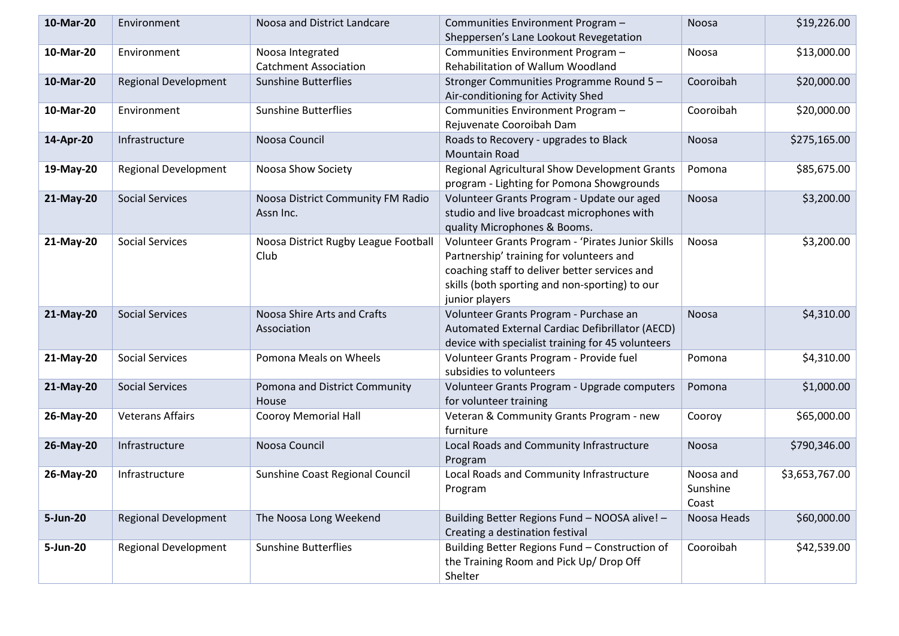| | | | | | |
|---|---|---|---|---|---|
| **10-Mar-20** | Environment | Noosa and District Landcare | Communities Environment Program – Sheppersen's Lane Lookout Revegetation | Noosa | $19,226.00 |
| **10-Mar-20** | Environment | Noosa Integrated Catchment Association | Communities Environment Program – Rehabilitation of Wallum Woodland | Noosa | $13,000.00 |
| **10-Mar-20** | Regional Development | Sunshine Butterflies | Stronger Communities Programme Round 5 – Air-conditioning for Activity Shed | Cooroibah | $20,000.00 |
| **10-Mar-20** | Environment | Sunshine Butterflies | Communities Environment Program – Rejuvenate Cooroibah Dam | Cooroibah | $20,000.00 |
| **14-Apr-20** | Infrastructure | Noosa Council | Roads to Recovery - upgrades to Black Mountain Road | Noosa | $275,165.00 |
| **19-May-20** | Regional Development | Noosa Show Society | Regional Agricultural Show Development Grants program - Lighting for Pomona Showgrounds | Pomona | $85,675.00 |
| **21-May-20** | Social Services | Noosa District Community FM Radio Assn Inc. | Volunteer Grants Program - Update our aged studio and live broadcast microphones with quality Microphones & Booms. | Noosa | $3,200.00 |
| **21-May-20** | Social Services | Noosa District Rugby League Football Club | Volunteer Grants Program - 'Pirates Junior Skills Partnership' training for volunteers and coaching staff to deliver better services and skills (both sporting and non-sporting) to our junior players | Noosa | $3,200.00 |
| **21-May-20** | Social Services | Noosa Shire Arts and Crafts Association | Volunteer Grants Program - Purchase an Automated External Cardiac Defibrillator (AECD) device with specialist training for 45 volunteers | Noosa | $4,310.00 |
| **21-May-20** | Social Services | Pomona Meals on Wheels | Volunteer Grants Program - Provide fuel subsidies to volunteers | Pomona | $4,310.00 |
| **21-May-20** | Social Services | Pomona and District Community House | Volunteer Grants Program - Upgrade computers for volunteer training | Pomona | $1,000.00 |
| **26-May-20** | Veterans Affairs | Cooroy Memorial Hall | Veteran & Community Grants Program - new furniture | Cooroy | $65,000.00 |
| **26-May-20** | Infrastructure | Noosa Council | Local Roads and Community Infrastructure Program | Noosa | $790,346.00 |
| **26-May-20** | Infrastructure | Sunshine Coast Regional Council | Local Roads and Community Infrastructure Program | Noosa and Sunshine Coast | $3,653,767.00 |
| **5-Jun-20** | Regional Development | The Noosa Long Weekend | Building Better Regions Fund – NOOSA alive! – Creating a destination festival | Noosa Heads | $60,000.00 |
| **5-Jun-20** | Regional Development | Sunshine Butterflies | Building Better Regions Fund – Construction of the Training Room and Pick Up/ Drop Off Shelter | Cooroibah | $42,539.00 |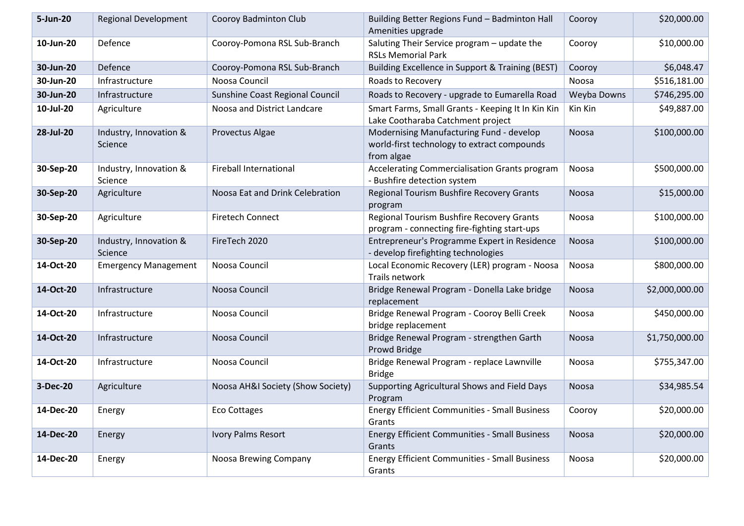| | | | | | |
|---|---|---|---|---|---|
| **5-Jun-20** | Regional Development | Cooroy Badminton Club | Building Better Regions Fund – Badminton Hall Amenities upgrade | Cooroy | $20,000.00 |
| **10-Jun-20** | Defence | Cooroy-Pomona RSL Sub-Branch | Saluting Their Service program – update the RSLs Memorial Park | Cooroy | $10,000.00 |
| **30-Jun-20** | Defence | Cooroy-Pomona RSL Sub-Branch | Building Excellence in Support & Training (BEST) | Cooroy | $6,048.47 |
| **30-Jun-20** | Infrastructure | Noosa Council | Roads to Recovery | Noosa | $516,181.00 |
| **30-Jun-20** | Infrastructure | Sunshine Coast Regional Council | Roads to Recovery - upgrade to Eumarella Road | Weyba Downs | $746,295.00 |
| **10-Jul-20** | Agriculture | Noosa and District Landcare | Smart Farms, Small Grants - Keeping It In Kin Kin Lake Cootharaba Catchment project | Kin Kin | $49,887.00 |
| **28-Jul-20** | Industry, Innovation & Science | Provectus Algae | Modernising Manufacturing Fund - develop world-first technology to extract compounds from algae | Noosa | $100,000.00 |
| **30-Sep-20** | Industry, Innovation & Science | Fireball International | Accelerating Commercialisation Grants program - Bushfire detection system | Noosa | $500,000.00 |
| **30-Sep-20** | Agriculture | Noosa Eat and Drink Celebration | Regional Tourism Bushfire Recovery Grants program | Noosa | $15,000.00 |
| **30-Sep-20** | Agriculture | Firetech Connect | Regional Tourism Bushfire Recovery Grants program - connecting fire-fighting start-ups | Noosa | $100,000.00 |
| **30-Sep-20** | Industry, Innovation & Science | FireTech 2020 | Entrepreneur's Programme Expert in Residence - develop firefighting technologies | Noosa | $100,000.00 |
| **14-Oct-20** | Emergency Management | Noosa Council | Local Economic Recovery (LER) program - Noosa Trails network | Noosa | $800,000.00 |
| **14-Oct-20** | Infrastructure | Noosa Council | Bridge Renewal Program - Donella Lake bridge replacement | Noosa | $2,000,000.00 |
| **14-Oct-20** | Infrastructure | Noosa Council | Bridge Renewal Program - Cooroy Belli Creek bridge replacement | Noosa | $450,000.00 |
| **14-Oct-20** | Infrastructure | Noosa Council | Bridge Renewal Program - strengthen Garth Prowd Bridge | Noosa | $1,750,000.00 |
| **14-Oct-20** | Infrastructure | Noosa Council | Bridge Renewal Program - replace Lawnville Bridge | Noosa | $755,347.00 |
| **3-Dec-20** | Agriculture | Noosa AH&I Society (Show Society) | Supporting Agricultural Shows and Field Days Program | Noosa | $34,985.54 |
| **14-Dec-20** | Energy | Eco Cottages | Energy Efficient Communities - Small Business Grants | Cooroy | $20,000.00 |
| **14-Dec-20** | Energy | Ivory Palms Resort | Energy Efficient Communities - Small Business Grants | Noosa | $20,000.00 |
| **14-Dec-20** | Energy | Noosa Brewing Company | Energy Efficient Communities - Small Business Grants | Noosa | $20,000.00 |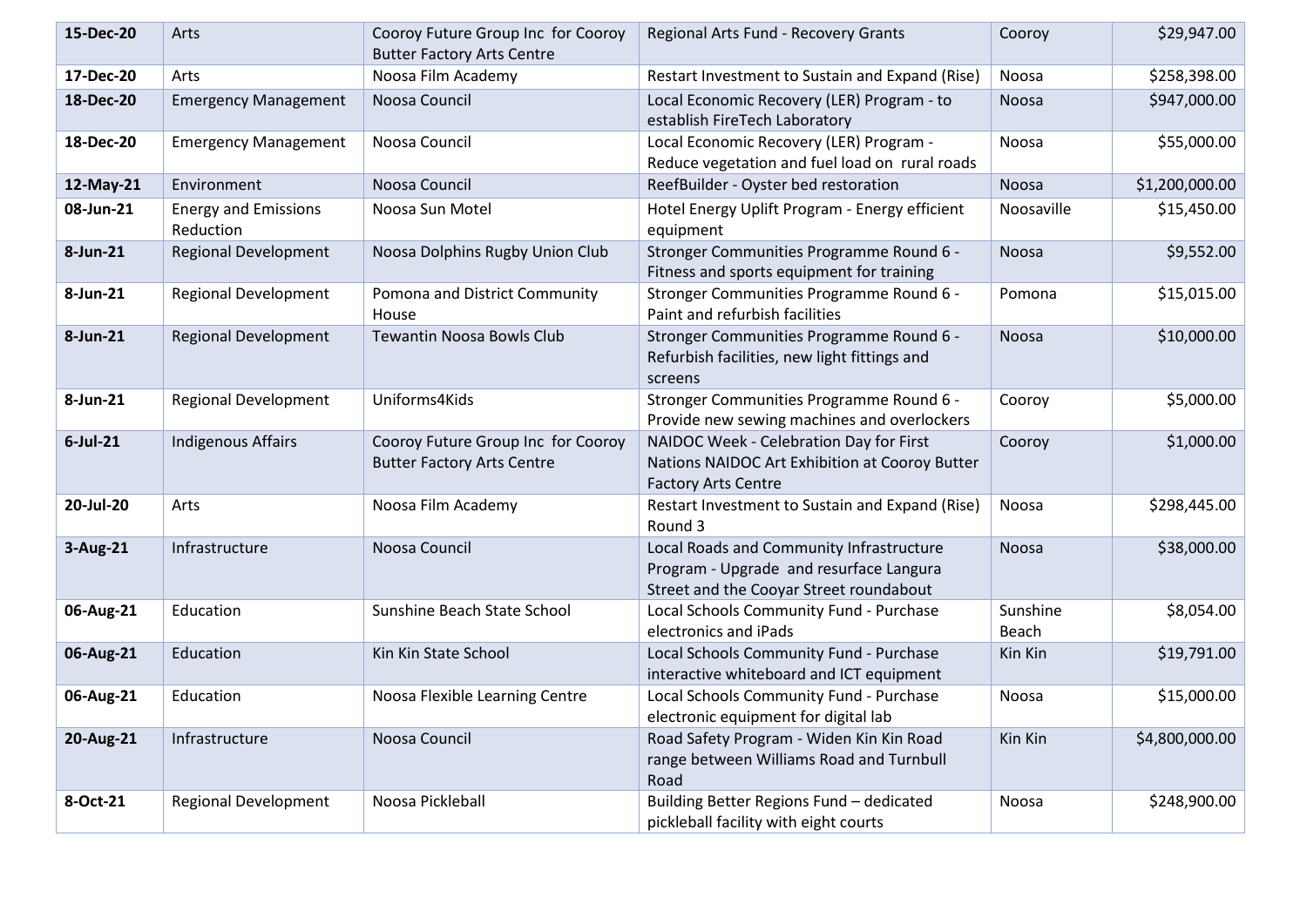| 15-Dec-20 | Arts | Cooroy Future Group Inc for Cooroy Butter Factory Arts Centre | Regional Arts Fund - Recovery Grants | Cooroy | $29,947.00 |
|---|---|---|---|---|---|
| 17-Dec-20 | Arts | Noosa Film Academy | Restart Investment to Sustain and Expand (Rise) | Noosa | $258,398.00 |
| 18-Dec-20 | Emergency Management | Noosa Council | Local Economic Recovery (LER) Program - to establish FireTech Laboratory | Noosa | $947,000.00 |
| 18-Dec-20 | Emergency Management | Noosa Council | Local Economic Recovery (LER) Program - Reduce vegetation and fuel load on rural roads | Noosa | $55,000.00 |
| 12-May-21 | Environment | Noosa Council | ReefBuilder - Oyster bed restoration | Noosa | $1,200,000.00 |
| 08-Jun-21 | Energy and Emissions Reduction | Noosa Sun Motel | Hotel Energy Uplift Program - Energy efficient equipment | Noosaville | $15,450.00 |
| 8-Jun-21 | Regional Development | Noosa Dolphins Rugby Union Club | Stronger Communities Programme Round 6 - Fitness and sports equipment for training | Noosa | $9,552.00 |
| 8-Jun-21 | Regional Development | Pomona and District Community House | Stronger Communities Programme Round 6 - Paint and refurbish facilities | Pomona | $15,015.00 |
| 8-Jun-21 | Regional Development | Tewantin Noosa Bowls Club | Stronger Communities Programme Round 6 - Refurbish facilities, new light fittings and screens | Noosa | $10,000.00 |
| 8-Jun-21 | Regional Development | Uniforms4Kids | Stronger Communities Programme Round 6 - Provide new sewing machines and overlockers | Cooroy | $5,000.00 |
| 6-Jul-21 | Indigenous Affairs | Cooroy Future Group Inc for Cooroy Butter Factory Arts Centre | NAIDOC Week - Celebration Day for First Nations NAIDOC Art Exhibition at Cooroy Butter Factory Arts Centre | Cooroy | $1,000.00 |
| 20-Jul-20 | Arts | Noosa Film Academy | Restart Investment to Sustain and Expand (Rise) Round 3 | Noosa | $298,445.00 |
| 3-Aug-21 | Infrastructure | Noosa Council | Local Roads and Community Infrastructure Program - Upgrade and resurface Langura Street and the Cooyar Street roundabout | Noosa | $38,000.00 |
| 06-Aug-21 | Education | Sunshine Beach State School | Local Schools Community Fund - Purchase electronics and iPads | Sunshine Beach | $8,054.00 |
| 06-Aug-21 | Education | Kin Kin State School | Local Schools Community Fund - Purchase interactive whiteboard and ICT equipment | Kin Kin | $19,791.00 |
| 06-Aug-21 | Education | Noosa Flexible Learning Centre | Local Schools Community Fund - Purchase electronic equipment for digital lab | Noosa | $15,000.00 |
| 20-Aug-21 | Infrastructure | Noosa Council | Road Safety Program - Widen Kin Kin Road range between Williams Road and Turnbull Road | Kin Kin | $4,800,000.00 |
| 8-Oct-21 | Regional Development | Noosa Pickleball | Building Better Regions Fund – dedicated pickleball facility with eight courts | Noosa | $248,900.00 |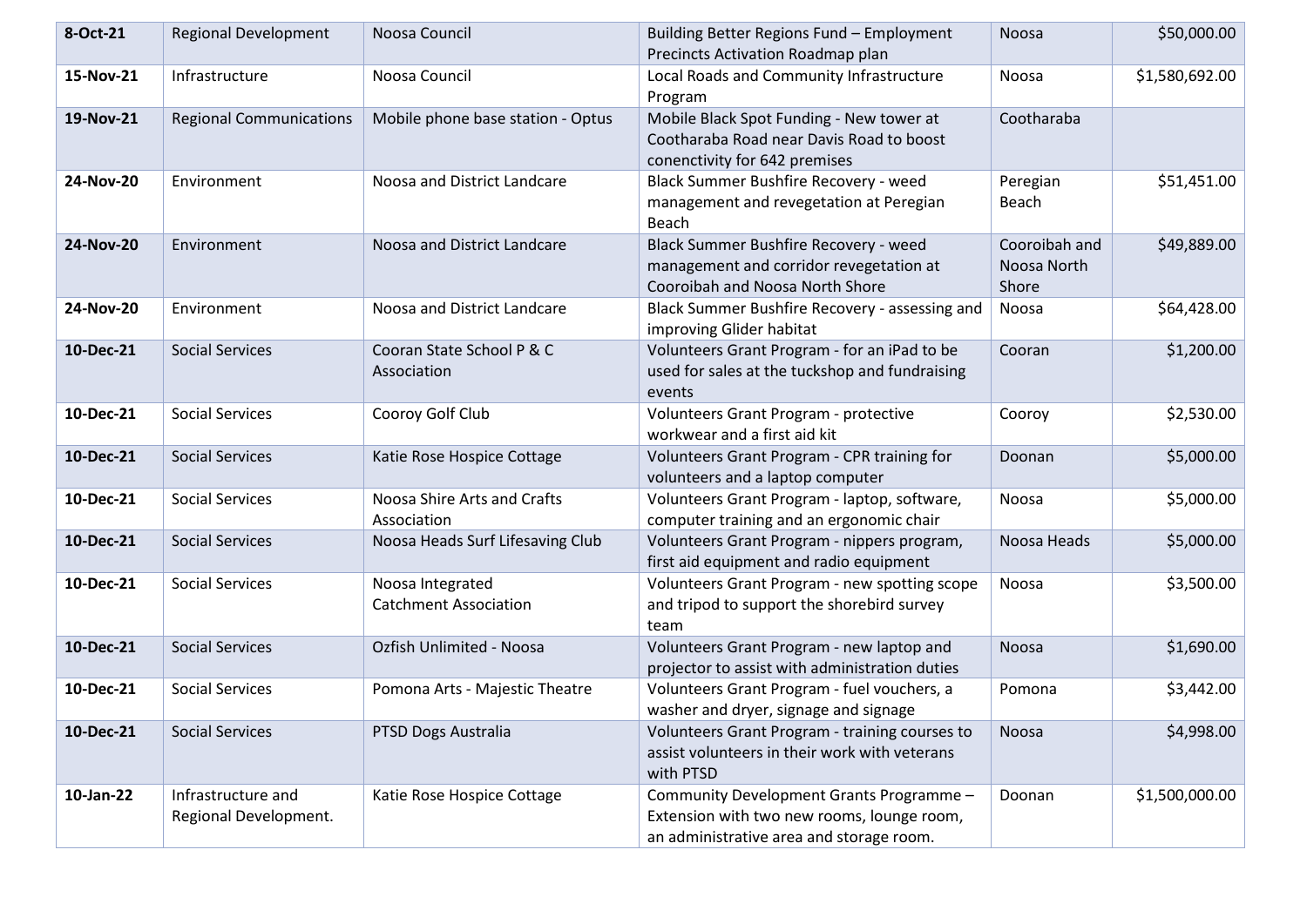| | | | | | |
|---|---|---|---|---|---|
| **8-Oct-21** | Regional Development | Noosa Council | Building Better Regions Fund – Employment Precincts Activation Roadmap plan | Noosa | $50,000.00 |
| **15-Nov-21** | Infrastructure | Noosa Council | Local Roads and Community Infrastructure Program | Noosa | $1,580,692.00 |
| **19-Nov-21** | Regional Communications | Mobile phone base station - Optus | Mobile Black Spot Funding - New tower at Cootharaba Road near Davis Road to boost conenctivity for 642 premises | Cootharaba | |
| **24-Nov-20** | Environment | Noosa and District Landcare | Black Summer Bushfire Recovery - weed management and revegetation at Peregian Beach | Peregian Beach | $51,451.00 |
| **24-Nov-20** | Environment | Noosa and District Landcare | Black Summer Bushfire Recovery - weed management and corridor revegetation at Cooroibah and Noosa North Shore | Cooroibah and Noosa North Shore | $49,889.00 |
| **24-Nov-20** | Environment | Noosa and District Landcare | Black Summer Bushfire Recovery - assessing and improving Glider habitat | Noosa | $64,428.00 |
| **10-Dec-21** | Social Services | Cooran State School P & C Association | Volunteers Grant Program - for an iPad to be used for sales at the tuckshop and fundraising events | Cooran | $1,200.00 |
| **10-Dec-21** | Social Services | Cooroy Golf Club | Volunteers Grant Program - protective workwear and a first aid kit | Cooroy | $2,530.00 |
| **10-Dec-21** | Social Services | Katie Rose Hospice Cottage | Volunteers Grant Program - CPR training for volunteers and a laptop computer | Doonan | $5,000.00 |
| **10-Dec-21** | Social Services | Noosa Shire Arts and Crafts Association | Volunteers Grant Program - laptop, software, computer training and an ergonomic chair | Noosa | $5,000.00 |
| **10-Dec-21** | Social Services | Noosa Heads Surf Lifesaving Club | Volunteers Grant Program - nippers program, first aid equipment and radio equipment | Noosa Heads | $5,000.00 |
| **10-Dec-21** | Social Services | Noosa Integrated Catchment Association | Volunteers Grant Program - new spotting scope and tripod to support the shorebird survey team | Noosa | $3,500.00 |
| **10-Dec-21** | Social Services | Ozfish Unlimited - Noosa | Volunteers Grant Program - new laptop and projector to assist with administration duties | Noosa | $1,690.00 |
| **10-Dec-21** | Social Services | Pomona Arts - Majestic Theatre | Volunteers Grant Program - fuel vouchers, a washer and dryer, signage and signage | Pomona | $3,442.00 |
| **10-Dec-21** | Social Services | PTSD Dogs Australia | Volunteers Grant Program - training courses to assist volunteers in their work with veterans with PTSD | Noosa | $4,998.00 |
| **10-Jan-22** | Infrastructure and Regional Development. | Katie Rose Hospice Cottage | Community Development Grants Programme – Extension with two new rooms, lounge room, an administrative area and storage room. | Doonan | $1,500,000.00 |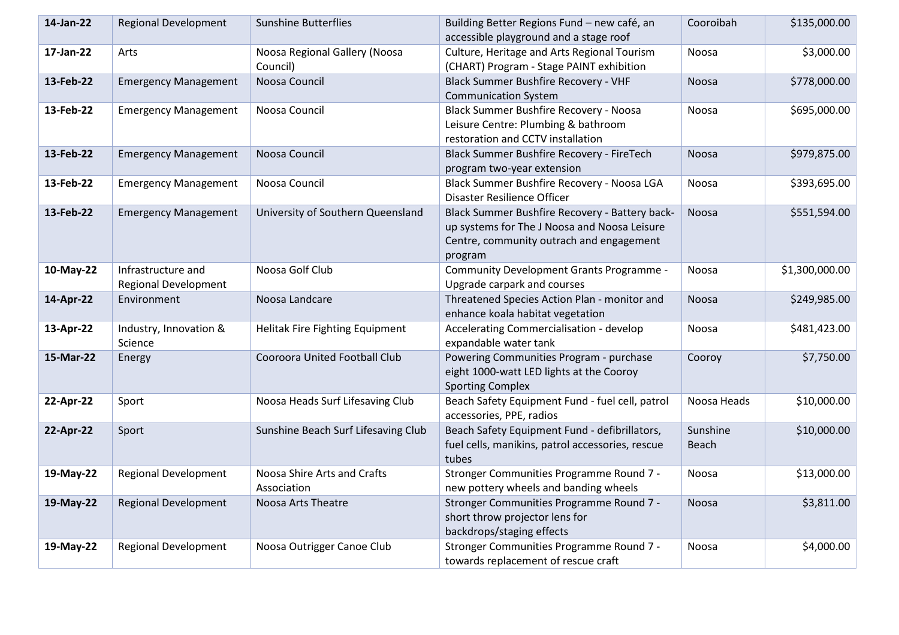| | | | | | |
|---|---|---|---|---|---|
| **14-Jan-22** | Regional Development | Sunshine Butterflies | Building Better Regions Fund – new café, an accessible playground and a stage roof | Cooroibah | $135,000.00 |
| **17-Jan-22** | Arts | Noosa Regional Gallery (Noosa Council) | Culture, Heritage and Arts Regional Tourism (CHART) Program - Stage PAINT exhibition | Noosa | $3,000.00 |
| **13-Feb-22** | Emergency Management | Noosa Council | Black Summer Bushfire Recovery - VHF Communication System | Noosa | $778,000.00 |
| **13-Feb-22** | Emergency Management | Noosa Council | Black Summer Bushfire Recovery - Noosa Leisure Centre: Plumbing & bathroom restoration and CCTV installation | Noosa | $695,000.00 |
| **13-Feb-22** | Emergency Management | Noosa Council | Black Summer Bushfire Recovery - FireTech program two-year extension | Noosa | $979,875.00 |
| **13-Feb-22** | Emergency Management | Noosa Council | Black Summer Bushfire Recovery - Noosa LGA Disaster Resilience Officer | Noosa | $393,695.00 |
| **13-Feb-22** | Emergency Management | University of Southern Queensland | Black Summer Bushfire Recovery - Battery back-up systems for The J Noosa and Noosa Leisure Centre, community outrach and engagement program | Noosa | $551,594.00 |
| **10-May-22** | Infrastructure and Regional Development | Noosa Golf Club | Community Development Grants Programme - Upgrade carpark and courses | Noosa | $1,300,000.00 |
| **14-Apr-22** | Environment | Noosa Landcare | Threatened Species Action Plan - monitor and enhance koala habitat vegetation | Noosa | $249,985.00 |
| **13-Apr-22** | Industry, Innovation & Science | Helitak Fire Fighting Equipment | Accelerating Commercialisation - develop expandable water tank | Noosa | $481,423.00 |
| **15-Mar-22** | Energy | Cooroora United Football Club | Powering Communities Program - purchase eight 1000-watt LED lights at the Cooroy Sporting Complex | Cooroy | $7,750.00 |
| **22-Apr-22** | Sport | Noosa Heads Surf Lifesaving Club | Beach Safety Equipment Fund - fuel cell, patrol accessories, PPE, radios | Noosa Heads | $10,000.00 |
| **22-Apr-22** | Sport | Sunshine Beach Surf Lifesaving Club | Beach Safety Equipment Fund - defibrillators, fuel cells, manikins, patrol accessories, rescue tubes | Sunshine Beach | $10,000.00 |
| **19-May-22** | Regional Development | Noosa Shire Arts and Crafts Association | Stronger Communities Programme Round 7 - new pottery wheels and banding wheels | Noosa | $13,000.00 |
| **19-May-22** | Regional Development | Noosa Arts Theatre | Stronger Communities Programme Round 7 - short throw projector lens for backdrops/staging effects | Noosa | $3,811.00 |
| **19-May-22** | Regional Development | Noosa Outrigger Canoe Club | Stronger Communities Programme Round 7 - towards replacement of rescue craft | Noosa | $4,000.00 |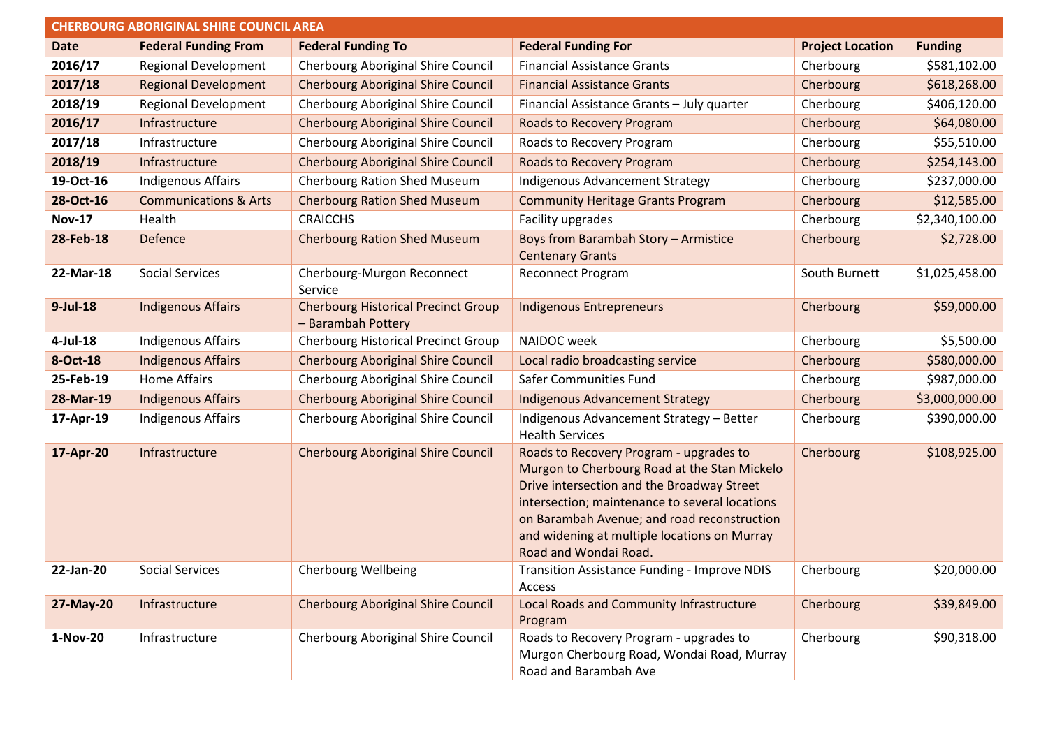| CHERBOURG ABORIGINAL SHIRE COUNCIL AREA | | | | | |
|---|---|---|---|---|---|
| **Date** | **Federal Funding From** | **Federal Funding To** | **Federal Funding For** | **Project Location** | **Funding** |
| **2016/17** | Regional Development | Cherbourg Aboriginal Shire Council | Financial Assistance Grants | Cherbourg | $581,102.00 |
| **2017/18** | Regional Development | Cherbourg Aboriginal Shire Council | Financial Assistance Grants | Cherbourg | $618,268.00 |
| **2018/19** | Regional Development | Cherbourg Aboriginal Shire Council | Financial Assistance Grants – July quarter | Cherbourg | $406,120.00 |
| **2016/17** | Infrastructure | Cherbourg Aboriginal Shire Council | Roads to Recovery Program | Cherbourg | $64,080.00 |
| **2017/18** | Infrastructure | Cherbourg Aboriginal Shire Council | Roads to Recovery Program | Cherbourg | $55,510.00 |
| **2018/19** | Infrastructure | Cherbourg Aboriginal Shire Council | Roads to Recovery Program | Cherbourg | $254,143.00 |
| **19-Oct-16** | Indigenous Affairs | Cherbourg Ration Shed Museum | Indigenous Advancement Strategy | Cherbourg | $237,000.00 |
| **28-Oct-16** | Communications & Arts | Cherbourg Ration Shed Museum | Community Heritage Grants Program | Cherbourg | $12,585.00 |
| **Nov-17** | Health | CRAICCHS | Facility upgrades | Cherbourg | $2,340,100.00 |
| **28-Feb-18** | Defence | Cherbourg Ration Shed Museum | Boys from Barambah Story – Armistice Centenary Grants | Cherbourg | $2,728.00 |
| **22-Mar-18** | Social Services | Cherbourg-Murgon Reconnect Service | Reconnect Program | South Burnett | $1,025,458.00 |
| **9-Jul-18** | Indigenous Affairs | Cherbourg Historical Precinct Group – Barambah Pottery | Indigenous Entrepreneurs | Cherbourg | $59,000.00 |
| **4-Jul-18** | Indigenous Affairs | Cherbourg Historical Precinct Group | NAIDOC week | Cherbourg | $5,500.00 |
| **8-Oct-18** | Indigenous Affairs | Cherbourg Aboriginal Shire Council | Local radio broadcasting service | Cherbourg | $580,000.00 |
| **25-Feb-19** | Home Affairs | Cherbourg Aboriginal Shire Council | Safer Communities Fund | Cherbourg | $987,000.00 |
| **28-Mar-19** | Indigenous Affairs | Cherbourg Aboriginal Shire Council | Indigenous Advancement Strategy | Cherbourg | $3,000,000.00 |
| **17-Apr-19** | Indigenous Affairs | Cherbourg Aboriginal Shire Council | Indigenous Advancement Strategy – Better Health Services | Cherbourg | $390,000.00 |
| **17-Apr-20** | Infrastructure | Cherbourg Aboriginal Shire Council | Roads to Recovery Program - upgrades to Murgon to Cherbourg Road at the Stan Mickelo Drive intersection and the Broadway Street intersection; maintenance to several locations on Barambah Avenue; and road reconstruction and widening at multiple locations on Murray Road and Wondai Road. | Cherbourg | $108,925.00 |
| **22-Jan-20** | Social Services | Cherbourg Wellbeing | Transition Assistance Funding - Improve NDIS Access | Cherbourg | $20,000.00 |
| **27-May-20** | Infrastructure | Cherbourg Aboriginal Shire Council | Local Roads and Community Infrastructure Program | Cherbourg | $39,849.00 |
| **1-Nov-20** | Infrastructure | Cherbourg Aboriginal Shire Council | Roads to Recovery Program - upgrades to Murgon Cherbourg Road, Wondai Road, Murray Road and Barambah Ave | Cherbourg | $90,318.00 |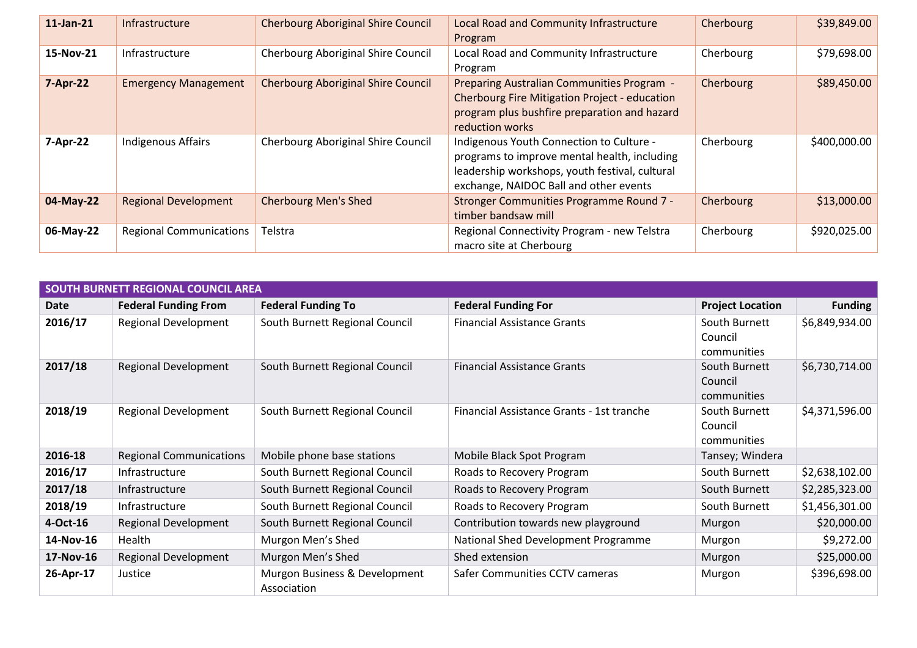| | | | | | |
|---|---|---|---|---|---|
| **11-Jan-21** | Infrastructure | Cherbourg Aboriginal Shire Council | Local Road and Community Infrastructure Program | Cherbourg | $39,849.00 |
| **15-Nov-21** | Infrastructure | Cherbourg Aboriginal Shire Council | Local Road and Community Infrastructure Program | Cherbourg | $79,698.00 |
| **7-Apr-22** | Emergency Management | Cherbourg Aboriginal Shire Council | Preparing Australian Communities Program - Cherbourg Fire Mitigation Project - education program plus bushfire preparation and hazard reduction works | Cherbourg | $89,450.00 |
| **7-Apr-22** | Indigenous Affairs | Cherbourg Aboriginal Shire Council | Indigenous Youth Connection to Culture - programs to improve mental health, including leadership workshops, youth festival, cultural exchange, NAIDOC Ball and other events | Cherbourg | $400,000.00 |
| **04-May-22** | Regional Development | Cherbourg Men's Shed | Stronger Communities Programme Round 7 - timber bandsaw mill | Cherbourg | $13,000.00 |
| **06-May-22** | Regional Communications | Telstra | Regional Connectivity Program - new Telstra macro site at Cherbourg | Cherbourg | $920,025.00 |

**SOUTH BURNETT REGIONAL COUNCIL AREA**

| Date | Federal Funding From | Federal Funding To | Federal Funding For | Project Location | Funding |
|---|---|---|---|---|---|
| **2016/17** | Regional Development | South Burnett Regional Council | Financial Assistance Grants | South Burnett Council communities | $6,849,934.00 |
| **2017/18** | Regional Development | South Burnett Regional Council | Financial Assistance Grants | South Burnett Council communities | $6,730,714.00 |
| **2018/19** | Regional Development | South Burnett Regional Council | Financial Assistance Grants - 1st tranche | South Burnett Council communities | $4,371,596.00 |
| **2016-18** | Regional Communications | Mobile phone base stations | Mobile Black Spot Program | Tansey; Windera | |
| **2016/17** | Infrastructure | South Burnett Regional Council | Roads to Recovery Program | South Burnett | $2,638,102.00 |
| **2017/18** | Infrastructure | South Burnett Regional Council | Roads to Recovery Program | South Burnett | $2,285,323.00 |
| **2018/19** | Infrastructure | South Burnett Regional Council | Roads to Recovery Program | South Burnett | $1,456,301.00 |
| **4-Oct-16** | Regional Development | South Burnett Regional Council | Contribution towards new playground | Murgon | $20,000.00 |
| **14-Nov-16** | Health | Murgon Men's Shed | National Shed Development Programme | Murgon | $9,272.00 |
| **17-Nov-16** | Regional Development | Murgon Men's Shed | Shed extension | Murgon | $25,000.00 |
| **26-Apr-17** | Justice | Murgon Business & Development Association | Safer Communities CCTV cameras | Murgon | $396,698.00 |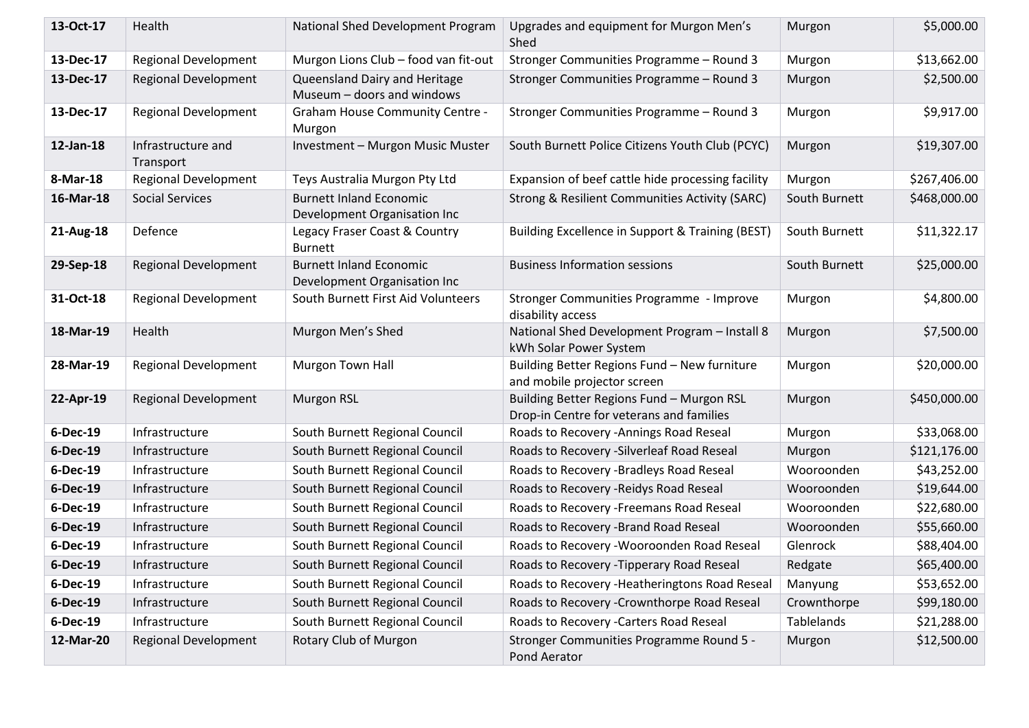| | | | | | |
|---|---|---|---|---|---|
| **13-Oct-17** | Health | National Shed Development Program | Upgrades and equipment for Murgon Men's Shed | Murgon | $5,000.00 |
| **13-Dec-17** | Regional Development | Murgon Lions Club – food van fit-out | Stronger Communities Programme – Round 3 | Murgon | $13,662.00 |
| **13-Dec-17** | Regional Development | Queensland Dairy and Heritage Museum – doors and windows | Stronger Communities Programme – Round 3 | Murgon | $2,500.00 |
| **13-Dec-17** | Regional Development | Graham House Community Centre - Murgon | Stronger Communities Programme – Round 3 | Murgon | $9,917.00 |
| **12-Jan-18** | Infrastructure and Transport | Investment – Murgon Music Muster | South Burnett Police Citizens Youth Club (PCYC) | Murgon | $19,307.00 |
| **8-Mar-18** | Regional Development | Teys Australia Murgon Pty Ltd | Expansion of beef cattle hide processing facility | Murgon | $267,406.00 |
| **16-Mar-18** | Social Services | Burnett Inland Economic Development Organisation Inc | Strong & Resilient Communities Activity (SARC) | South Burnett | $468,000.00 |
| **21-Aug-18** | Defence | Legacy Fraser Coast & Country Burnett | Building Excellence in Support & Training (BEST) | South Burnett | $11,322.17 |
| **29-Sep-18** | Regional Development | Burnett Inland Economic Development Organisation Inc | Business Information sessions | South Burnett | $25,000.00 |
| **31-Oct-18** | Regional Development | South Burnett First Aid Volunteers | Stronger Communities Programme - Improve disability access | Murgon | $4,800.00 |
| **18-Mar-19** | Health | Murgon Men's Shed | National Shed Development Program – Install 8 kWh Solar Power System | Murgon | $7,500.00 |
| **28-Mar-19** | Regional Development | Murgon Town Hall | Building Better Regions Fund – New furniture and mobile projector screen | Murgon | $20,000.00 |
| **22-Apr-19** | Regional Development | Murgon RSL | Building Better Regions Fund – Murgon RSL Drop-in Centre for veterans and families | Murgon | $450,000.00 |
| **6-Dec-19** | Infrastructure | South Burnett Regional Council | Roads to Recovery -Annings Road Reseal | Murgon | $33,068.00 |
| **6-Dec-19** | Infrastructure | South Burnett Regional Council | Roads to Recovery -Silverleaf Road Reseal | Murgon | $121,176.00 |
| **6-Dec-19** | Infrastructure | South Burnett Regional Council | Roads to Recovery -Bradleys Road Reseal | Wooroonden | $43,252.00 |
| **6-Dec-19** | Infrastructure | South Burnett Regional Council | Roads to Recovery -Reidys Road Reseal | Wooroonden | $19,644.00 |
| **6-Dec-19** | Infrastructure | South Burnett Regional Council | Roads to Recovery -Freemans Road Reseal | Wooroonden | $22,680.00 |
| **6-Dec-19** | Infrastructure | South Burnett Regional Council | Roads to Recovery -Brand Road Reseal | Wooroonden | $55,660.00 |
| **6-Dec-19** | Infrastructure | South Burnett Regional Council | Roads to Recovery -Wooroonden Road Reseal | Glenrock | $88,404.00 |
| **6-Dec-19** | Infrastructure | South Burnett Regional Council | Roads to Recovery -Tipperary Road Reseal | Redgate | $65,400.00 |
| **6-Dec-19** | Infrastructure | South Burnett Regional Council | Roads to Recovery -Heatheringtons Road Reseal | Manyung | $53,652.00 |
| **6-Dec-19** | Infrastructure | South Burnett Regional Council | Roads to Recovery -Crownthorpe Road Reseal | Crownthorpe | $99,180.00 |
| **6-Dec-19** | Infrastructure | South Burnett Regional Council | Roads to Recovery -Carters Road Reseal | Tablelands | $21,288.00 |
| **12-Mar-20** | Regional Development | Rotary Club of Murgon | Stronger Communities Programme Round 5 - Pond Aerator | Murgon | $12,500.00 |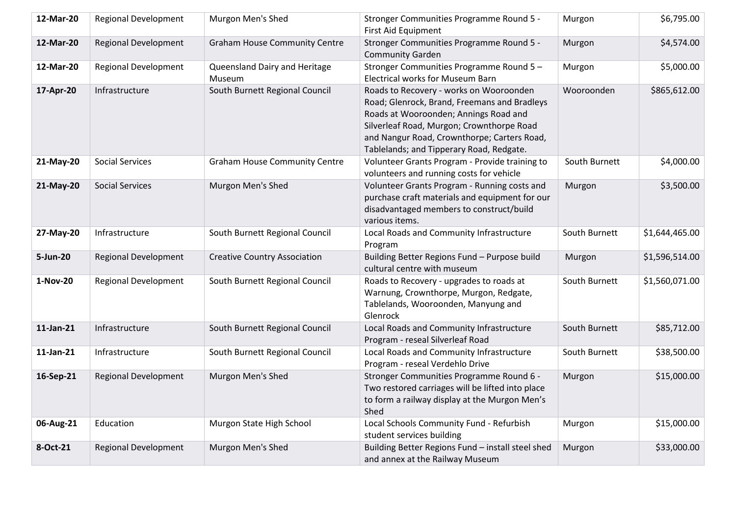| | | | | | |
|---|---|---|---|---|---|
| **12-Mar-20** | Regional Development | Murgon Men's Shed | Stronger Communities Programme Round 5 - First Aid Equipment | Murgon | $6,795.00 |
| **12-Mar-20** | Regional Development | Graham House Community Centre | Stronger Communities Programme Round 5 - Community Garden | Murgon | $4,574.00 |
| **12-Mar-20** | Regional Development | Queensland Dairy and Heritage Museum | Stronger Communities Programme Round 5 – Electrical works for Museum Barn | Murgon | $5,000.00 |
| **17-Apr-20** | Infrastructure | South Burnett Regional Council | Roads to Recovery - works on Wooroonden Road; Glenrock, Brand, Freemans and Bradleys Roads at Wooroonden; Annings Road and Silverleaf Road, Murgon; Crownthorpe Road and Nangur Road, Crownthorpe; Carters Road, Tablelands; and Tipperary Road, Redgate. | Wooroonden | $865,612.00 |
| **21-May-20** | Social Services | Graham House Community Centre | Volunteer Grants Program - Provide training to volunteers and running costs for vehicle | South Burnett | $4,000.00 |
| **21-May-20** | Social Services | Murgon Men's Shed | Volunteer Grants Program - Running costs and purchase craft materials and equipment for our disadvantaged members to construct/build various items. | Murgon | $3,500.00 |
| **27-May-20** | Infrastructure | South Burnett Regional Council | Local Roads and Community Infrastructure Program | South Burnett | $1,644,465.00 |
| **5-Jun-20** | Regional Development | Creative Country Association | Building Better Regions Fund – Purpose build cultural centre with museum | Murgon | $1,596,514.00 |
| **1-Nov-20** | Regional Development | South Burnett Regional Council | Roads to Recovery - upgrades to roads at Warnung, Crownthorpe, Murgon, Redgate, Tablelands, Wooroonden, Manyung and Glenrock | South Burnett | $1,560,071.00 |
| **11-Jan-21** | Infrastructure | South Burnett Regional Council | Local Roads and Community Infrastructure Program - reseal Silverleaf Road | South Burnett | $85,712.00 |
| **11-Jan-21** | Infrastructure | South Burnett Regional Council | Local Roads and Community Infrastructure Program - reseal Verdehlo Drive | South Burnett | $38,500.00 |
| **16-Sep-21** | Regional Development | Murgon Men's Shed | Stronger Communities Programme Round 6 - Two restored carriages will be lifted into place to form a railway display at the Murgon Men's Shed | Murgon | $15,000.00 |
| **06-Aug-21** | Education | Murgon State High School | Local Schools Community Fund - Refurbish student services building | Murgon | $15,000.00 |
| **8-Oct-21** | Regional Development | Murgon Men's Shed | Building Better Regions Fund – install steel shed and annex at the Railway Museum | Murgon | $33,000.00 |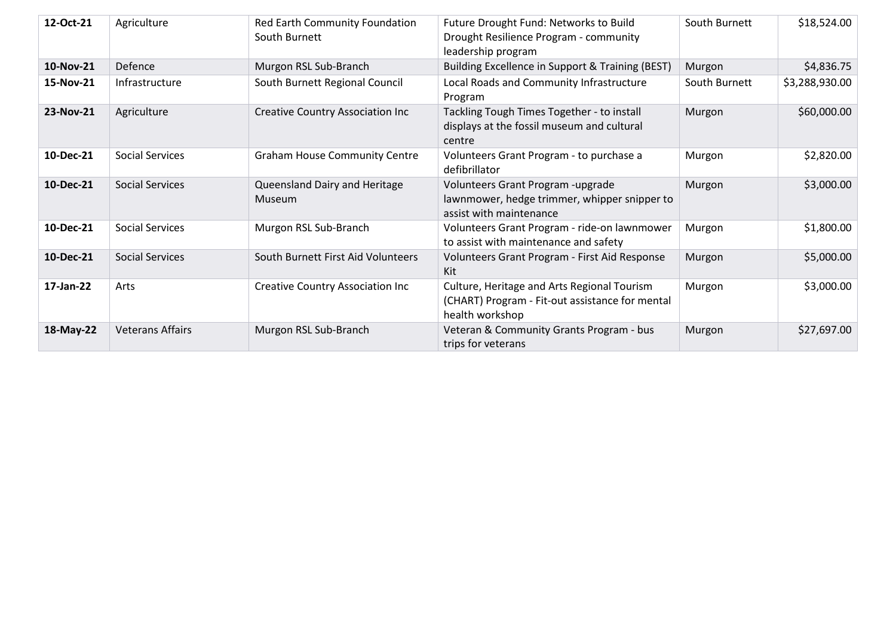| | | | | | |
|---|---|---|---|---|---|
| **12-Oct-21** | Agriculture | Red Earth Community Foundation South Burnett | Future Drought Fund: Networks to Build Drought Resilience Program - community leadership program | South Burnett | $18,524.00 |
| **10-Nov-21** | Defence | Murgon RSL Sub-Branch | Building Excellence in Support & Training (BEST) | Murgon | $4,836.75 |
| **15-Nov-21** | Infrastructure | South Burnett Regional Council | Local Roads and Community Infrastructure Program | South Burnett | $3,288,930.00 |
| **23-Nov-21** | Agriculture | Creative Country Association Inc | Tackling Tough Times Together - to install displays at the fossil museum and cultural centre | Murgon | $60,000.00 |
| **10-Dec-21** | Social Services | Graham House Community Centre | Volunteers Grant Program - to purchase a defibrillator | Murgon | $2,820.00 |
| **10-Dec-21** | Social Services | Queensland Dairy and Heritage Museum | Volunteers Grant Program -upgrade lawnmower, hedge trimmer, whipper snipper to assist with maintenance | Murgon | $3,000.00 |
| **10-Dec-21** | Social Services | Murgon RSL Sub-Branch | Volunteers Grant Program - ride-on lawnmower to assist with maintenance and safety | Murgon | $1,800.00 |
| **10-Dec-21** | Social Services | South Burnett First Aid Volunteers | Volunteers Grant Program - First Aid Response Kit | Murgon | $5,000.00 |
| **17-Jan-22** | Arts | Creative Country Association Inc | Culture, Heritage and Arts Regional Tourism (CHART) Program - Fit-out assistance for mental health workshop | Murgon | $3,000.00 |
| **18-May-22** | Veterans Affairs | Murgon RSL Sub-Branch | Veteran & Community Grants Program - bus trips for veterans | Murgon | $27,697.00 |